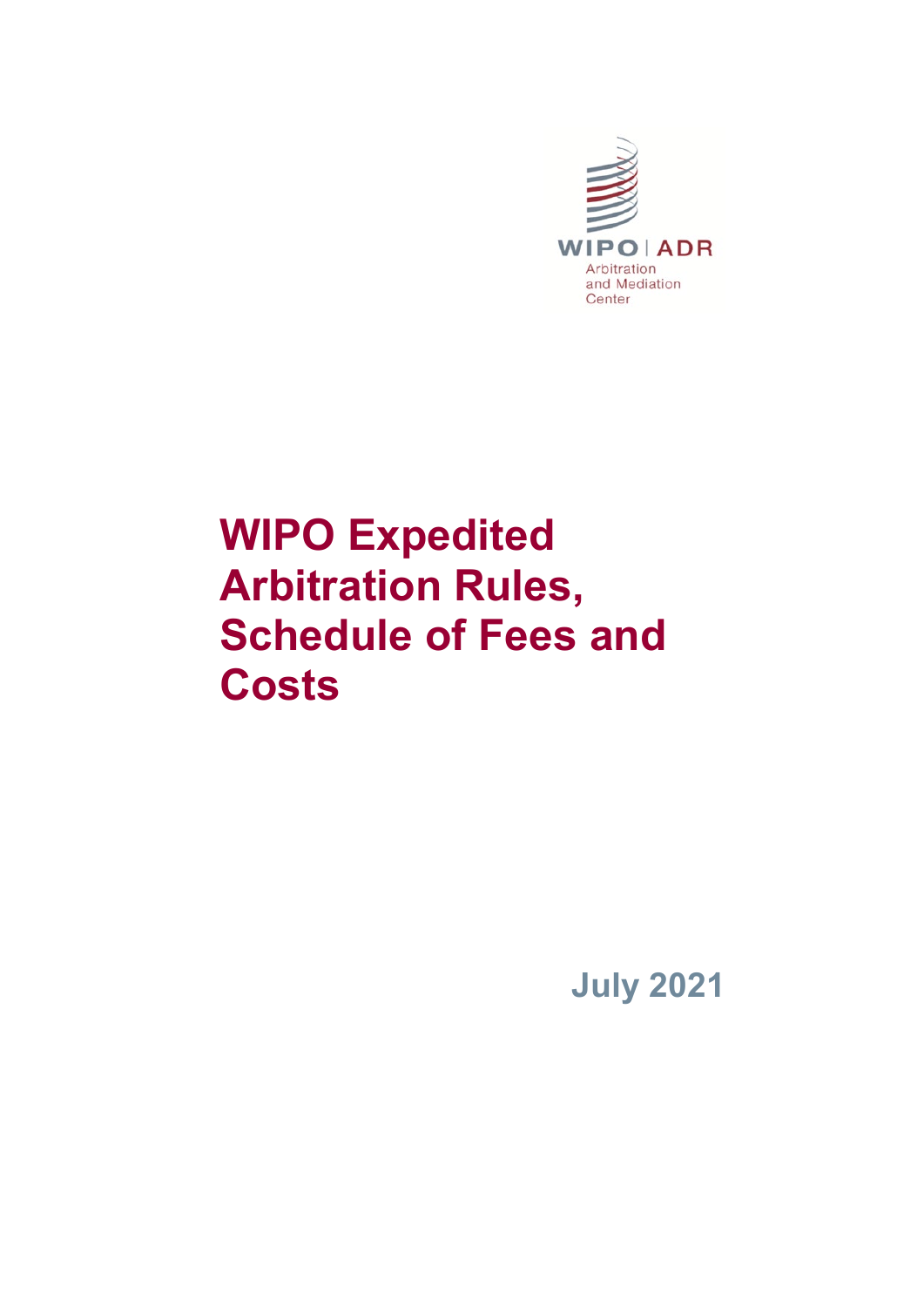WIPO | ADR
Arbitration
and Mediation
Center

# WIPO Expedited Arbitration Rules, Schedule of Fees and Costs

July 2021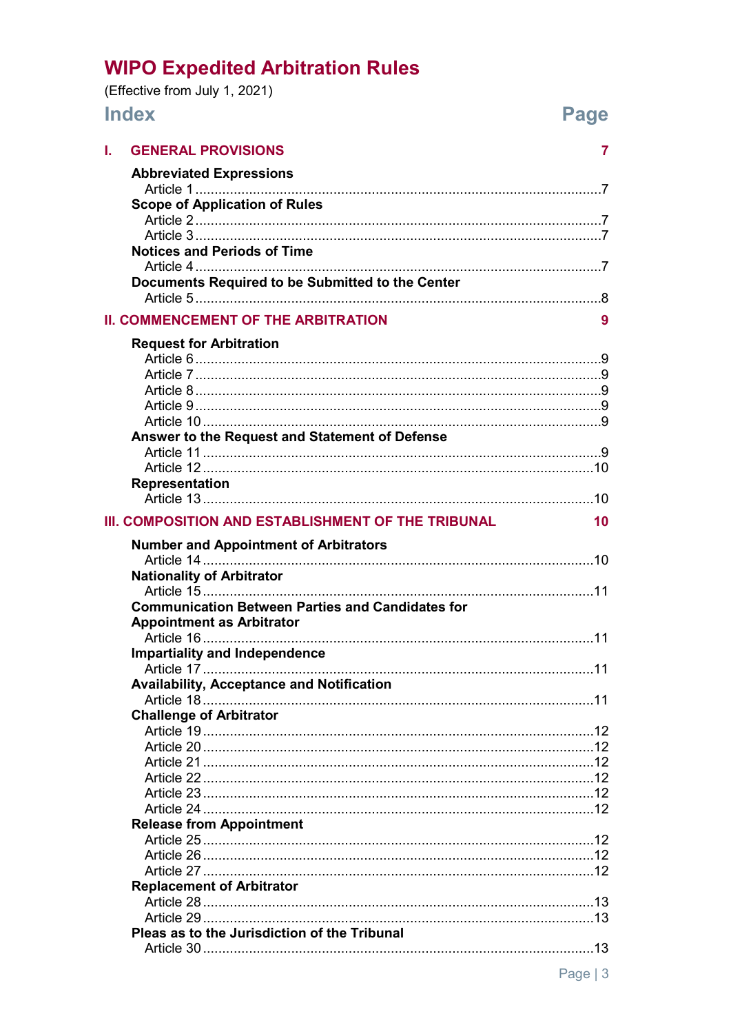# WIPO Expedited Arbitration Rules

(Effective from July 1, 2021)

## Index

| | Page |
|---|---|
| **I. GENERAL PROVISIONS** | **7** |
| **Abbreviated Expressions** | |
| Article 1 | 7 |
| **Scope of Application of Rules** | |
| Article 2 | 7 |
| Article 3 | 7 |
| **Notices and Periods of Time** | |
| Article 4 | 7 |
| **Documents Required to be Submitted to the Center** | |
| Article 5 | 8 |
| **II. COMMENCEMENT OF THE ARBITRATION** | **9** |
| **Request for Arbitration** | |
| Article 6 | 9 |
| Article 7 | 9 |
| Article 8 | 9 |
| Article 9 | 9 |
| Article 10 | 9 |
| **Answer to the Request and Statement of Defense** | |
| Article 11 | 9 |
| Article 12 | 10 |
| **Representation** | |
| Article 13 | 10 |
| **III. COMPOSITION AND ESTABLISHMENT OF THE TRIBUNAL** | **10** |
| **Number and Appointment of Arbitrators** | |
| Article 14 | 10 |
| **Nationality of Arbitrator** | |
| Article 15 | 11 |
| **Communication Between Parties and Candidates for Appointment as Arbitrator** | |
| Article 16 | 11 |
| **Impartiality and Independence** | |
| Article 17 | 11 |
| **Availability, Acceptance and Notification** | |
| Article 18 | 11 |
| **Challenge of Arbitrator** | |
| Article 19 | 12 |
| Article 20 | 12 |
| Article 21 | 12 |
| Article 22 | 12 |
| Article 23 | 12 |
| Article 24 | 12 |
| **Release from Appointment** | |
| Article 25 | 12 |
| Article 26 | 12 |
| Article 27 | 12 |
| **Replacement of Arbitrator** | |
| Article 28 | 13 |
| Article 29 | 13 |
| **Pleas as to the Jurisdiction of the Tribunal** | |
| Article 30 | 13 |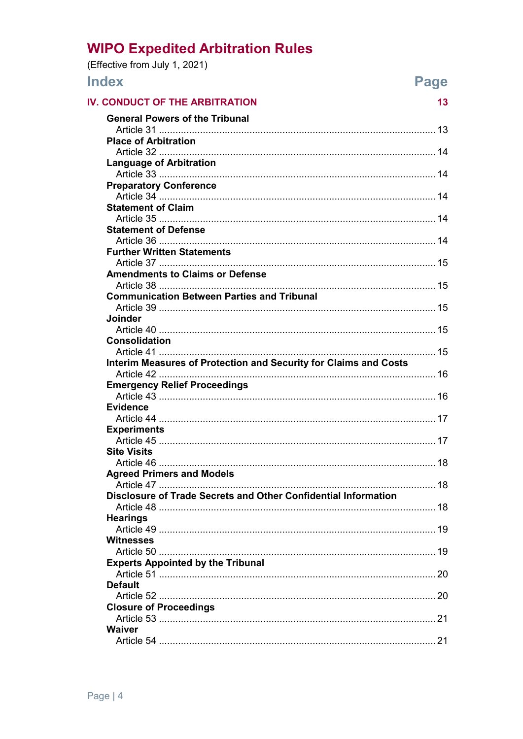# WIPO Expedited Arbitration Rules

(Effective from July 1, 2021)

| Index | Page |
|---|---|
| **IV. CONDUCT OF THE ARBITRATION** | **13** |
| **General Powers of the Tribunal** | |
| Article 31 | 13 |
| **Place of Arbitration** | |
| Article 32 | 14 |
| **Language of Arbitration** | |
| Article 33 | 14 |
| **Preparatory Conference** | |
| Article 34 | 14 |
| **Statement of Claim** | |
| Article 35 | 14 |
| **Statement of Defense** | |
| Article 36 | 14 |
| **Further Written Statements** | |
| Article 37 | 15 |
| **Amendments to Claims or Defense** | |
| Article 38 | 15 |
| **Communication Between Parties and Tribunal** | |
| Article 39 | 15 |
| **Joinder** | |
| Article 40 | 15 |
| **Consolidation** | |
| Article 41 | 15 |
| **Interim Measures of Protection and Security for Claims and Costs** | |
| Article 42 | 16 |
| **Emergency Relief Proceedings** | |
| Article 43 | 16 |
| **Evidence** | |
| Article 44 | 17 |
| **Experiments** | |
| Article 45 | 17 |
| **Site Visits** | |
| Article 46 | 18 |
| **Agreed Primers and Models** | |
| Article 47 | 18 |
| **Disclosure of Trade Secrets and Other Confidential Information** | |
| Article 48 | 18 |
| **Hearings** | |
| Article 49 | 19 |
| **Witnesses** | |
| Article 50 | 19 |
| **Experts Appointed by the Tribunal** | |
| Article 51 | 20 |
| **Default** | |
| Article 52 | 20 |
| **Closure of Proceedings** | |
| Article 53 | 21 |
| **Waiver** | |
| Article 54 | 21 |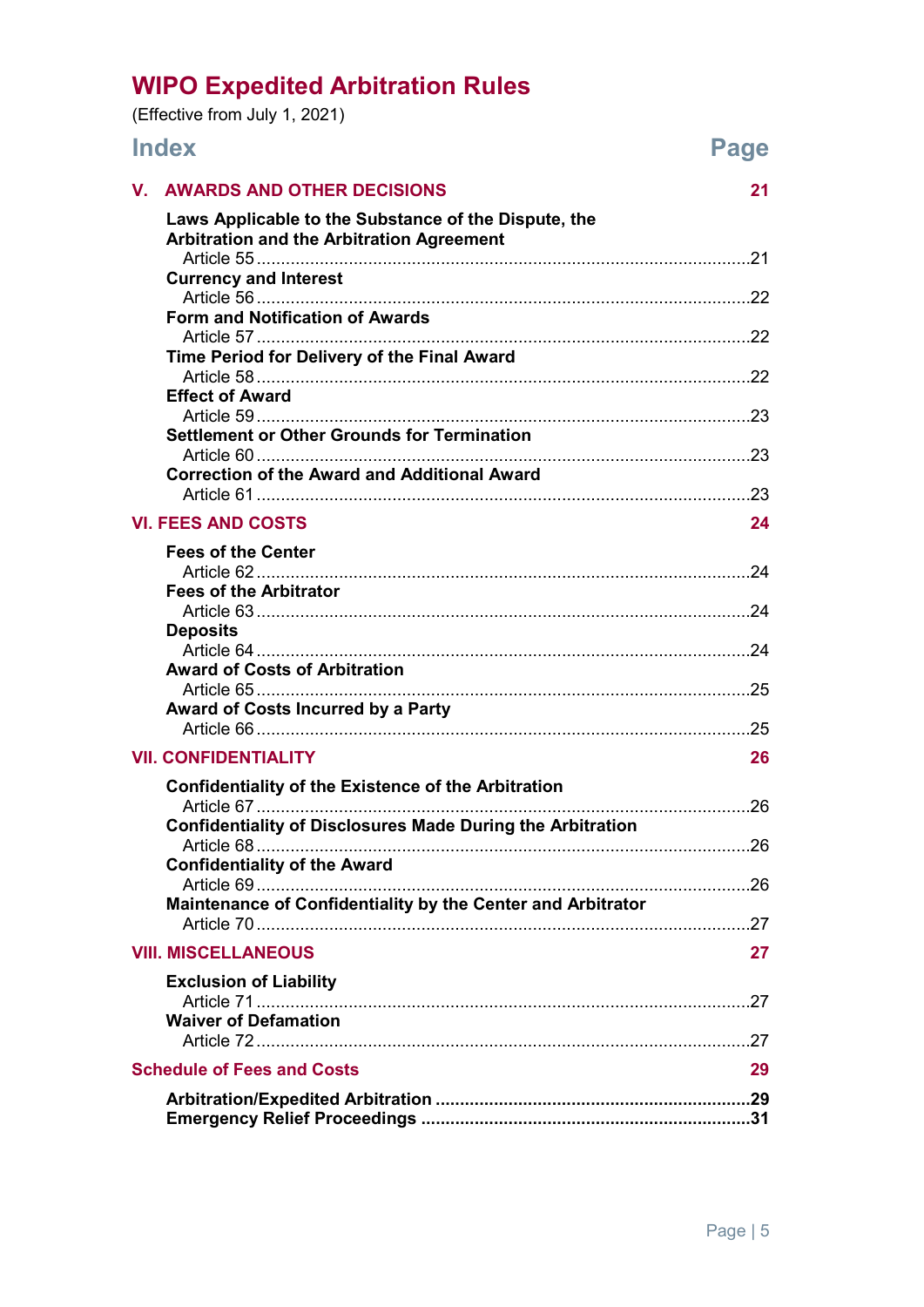# WIPO Expedited Arbitration Rules

(Effective from July 1, 2021)

## Index — Page

### V. AWARDS AND OTHER DECISIONS — 21

**Laws Applicable to the Substance of the Dispute, the Arbitration and the Arbitration Agreement**
Article 55 ..... 21

**Currency and Interest**
Article 56 ..... 22

**Form and Notification of Awards**
Article 57 ..... 22

**Time Period for Delivery of the Final Award**
Article 58 ..... 22

**Effect of Award**
Article 59 ..... 23

**Settlement or Other Grounds for Termination**
Article 60 ..... 23

**Correction of the Award and Additional Award**
Article 61 ..... 23

### VI. FEES AND COSTS — 24

**Fees of the Center**
Article 62 ..... 24

**Fees of the Arbitrator**
Article 63 ..... 24

**Deposits**
Article 64 ..... 24

**Award of Costs of Arbitration**
Article 65 ..... 25

**Award of Costs Incurred by a Party**
Article 66 ..... 25

### VII. CONFIDENTIALITY — 26

**Confidentiality of the Existence of the Arbitration**
Article 67 ..... 26

**Confidentiality of Disclosures Made During the Arbitration**
Article 68 ..... 26

**Confidentiality of the Award**
Article 69 ..... 26

**Maintenance of Confidentiality by the Center and Arbitrator**
Article 70 ..... 27

### VIII. MISCELLANEOUS — 27

**Exclusion of Liability**
Article 71 ..... 27

**Waiver of Defamation**
Article 72 ..... 27

### Schedule of Fees and Costs — 29

**Arbitration/Expedited Arbitration ..... 29**
**Emergency Relief Proceedings ..... 31**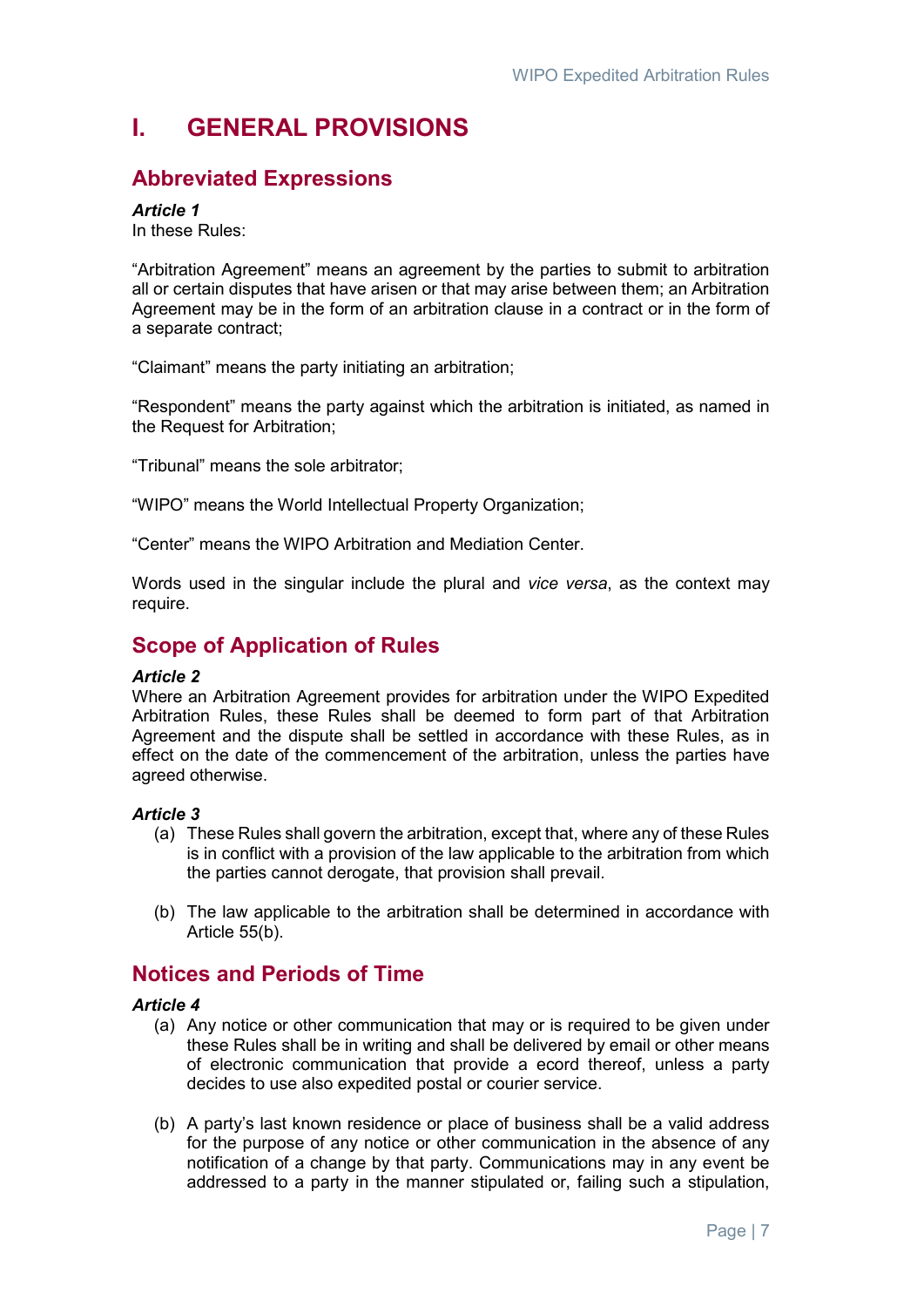# I. GENERAL PROVISIONS

## Abbreviated Expressions

***Article 1***
In these Rules:

"Arbitration Agreement" means an agreement by the parties to submit to arbitration all or certain disputes that have arisen or that may arise between them; an Arbitration Agreement may be in the form of an arbitration clause in a contract or in the form of a separate contract;

"Claimant" means the party initiating an arbitration;

"Respondent" means the party against which the arbitration is initiated, as named in the Request for Arbitration;

"Tribunal" means the sole arbitrator;

"WIPO" means the World Intellectual Property Organization;

"Center" means the WIPO Arbitration and Mediation Center.

Words used in the singular include the plural and *vice versa*, as the context may require.

## Scope of Application of Rules

***Article 2***
Where an Arbitration Agreement provides for arbitration under the WIPO Expedited Arbitration Rules, these Rules shall be deemed to form part of that Arbitration Agreement and the dispute shall be settled in accordance with these Rules, as in effect on the date of the commencement of the arbitration, unless the parties have agreed otherwise.

***Article 3***

(a) These Rules shall govern the arbitration, except that, where any of these Rules is in conflict with a provision of the law applicable to the arbitration from which the parties cannot derogate, that provision shall prevail.

(b) The law applicable to the arbitration shall be determined in accordance with Article 55(b).

## Notices and Periods of Time

***Article 4***

(a) Any notice or other communication that may or is required to be given under these Rules shall be in writing and shall be delivered by email or other means of electronic communication that provide a ecord thereof, unless a party decides to use also expedited postal or courier service.

(b) A party's last known residence or place of business shall be a valid address for the purpose of any notice or other communication in the absence of any notification of a change by that party. Communications may in any event be addressed to a party in the manner stipulated or, failing such a stipulation,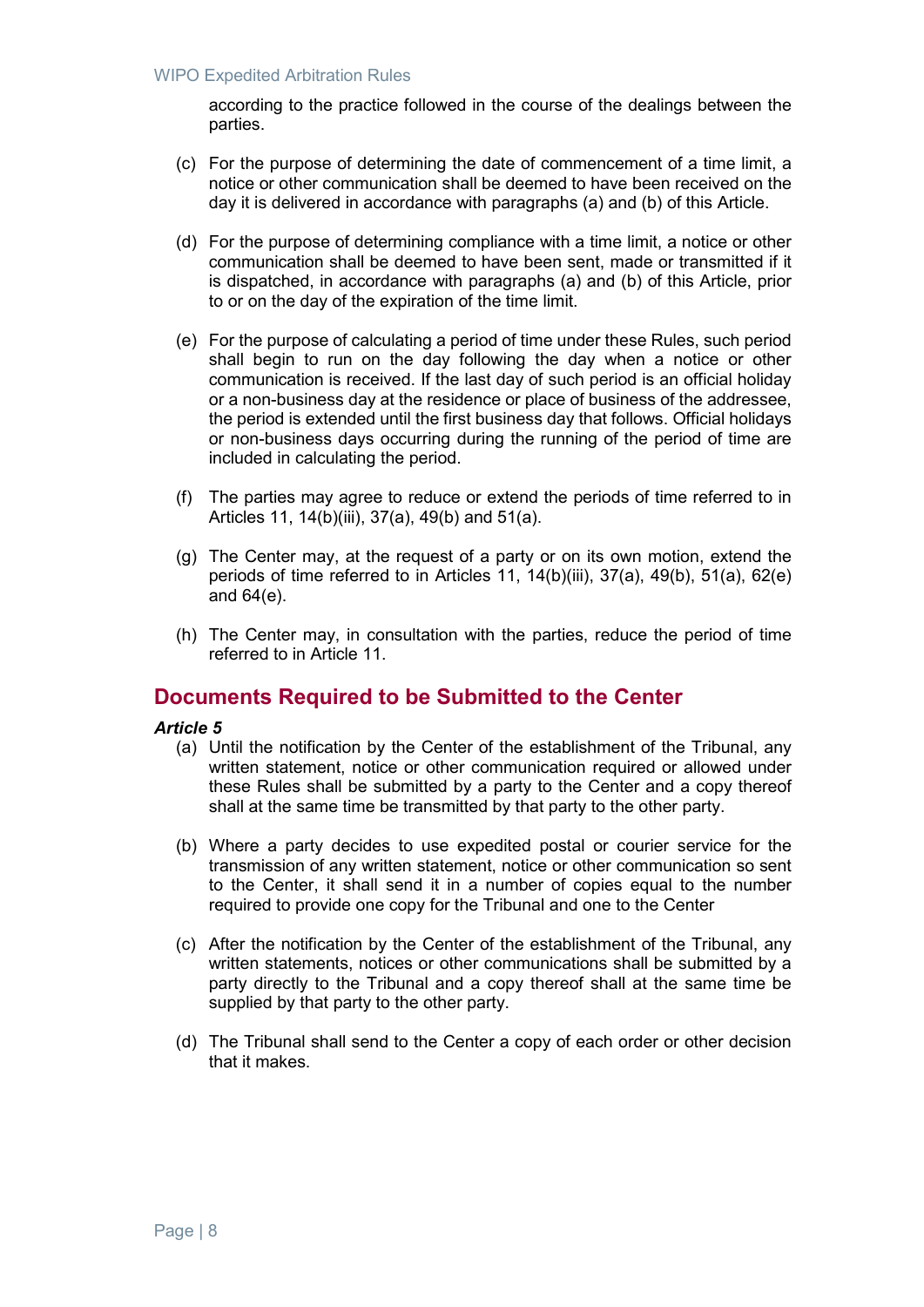according to the practice followed in the course of the dealings between the parties.

(c) For the purpose of determining the date of commencement of a time limit, a notice or other communication shall be deemed to have been received on the day it is delivered in accordance with paragraphs (a) and (b) of this Article.

(d) For the purpose of determining compliance with a time limit, a notice or other communication shall be deemed to have been sent, made or transmitted if it is dispatched, in accordance with paragraphs (a) and (b) of this Article, prior to or on the day of the expiration of the time limit.

(e) For the purpose of calculating a period of time under these Rules, such period shall begin to run on the day following the day when a notice or other communication is received. If the last day of such period is an official holiday or a non-business day at the residence or place of business of the addressee, the period is extended until the first business day that follows. Official holidays or non-business days occurring during the running of the period of time are included in calculating the period.

(f) The parties may agree to reduce or extend the periods of time referred to in Articles 11, 14(b)(iii), 37(a), 49(b) and 51(a).

(g) The Center may, at the request of a party or on its own motion, extend the periods of time referred to in Articles 11, 14(b)(iii), 37(a), 49(b), 51(a), 62(e) and 64(e).

(h) The Center may, in consultation with the parties, reduce the period of time referred to in Article 11.

## Documents Required to be Submitted to the Center

***Article 5***

(a) Until the notification by the Center of the establishment of the Tribunal, any written statement, notice or other communication required or allowed under these Rules shall be submitted by a party to the Center and a copy thereof shall at the same time be transmitted by that party to the other party.

(b) Where a party decides to use expedited postal or courier service for the transmission of any written statement, notice or other communication so sent to the Center, it shall send it in a number of copies equal to the number required to provide one copy for the Tribunal and one to the Center

(c) After the notification by the Center of the establishment of the Tribunal, any written statements, notices or other communications shall be submitted by a party directly to the Tribunal and a copy thereof shall at the same time be supplied by that party to the other party.

(d) The Tribunal shall send to the Center a copy of each order or other decision that it makes.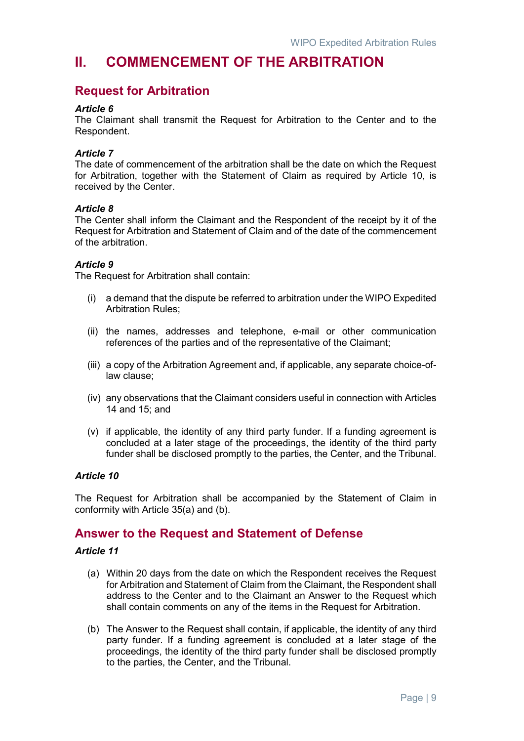# II. COMMENCEMENT OF THE ARBITRATION

## Request for Arbitration

***Article 6***
The Claimant shall transmit the Request for Arbitration to the Center and to the Respondent.

***Article 7***
The date of commencement of the arbitration shall be the date on which the Request for Arbitration, together with the Statement of Claim as required by Article 10, is received by the Center.

***Article 8***
The Center shall inform the Claimant and the Respondent of the receipt by it of the Request for Arbitration and Statement of Claim and of the date of the commencement of the arbitration.

***Article 9***
The Request for Arbitration shall contain:

(i) a demand that the dispute be referred to arbitration under the WIPO Expedited Arbitration Rules;

(ii) the names, addresses and telephone, e-mail or other communication references of the parties and of the representative of the Claimant;

(iii) a copy of the Arbitration Agreement and, if applicable, any separate choice-of-law clause;

(iv) any observations that the Claimant considers useful in connection with Articles 14 and 15; and

(v) if applicable, the identity of any third party funder. If a funding agreement is concluded at a later stage of the proceedings, the identity of the third party funder shall be disclosed promptly to the parties, the Center, and the Tribunal.

***Article 10***

The Request for Arbitration shall be accompanied by the Statement of Claim in conformity with Article 35(a) and (b).

## Answer to the Request and Statement of Defense

***Article 11***

(a) Within 20 days from the date on which the Respondent receives the Request for Arbitration and Statement of Claim from the Claimant, the Respondent shall address to the Center and to the Claimant an Answer to the Request which shall contain comments on any of the items in the Request for Arbitration.

(b) The Answer to the Request shall contain, if applicable, the identity of any third party funder. If a funding agreement is concluded at a later stage of the proceedings, the identity of the third party funder shall be disclosed promptly to the parties, the Center, and the Tribunal.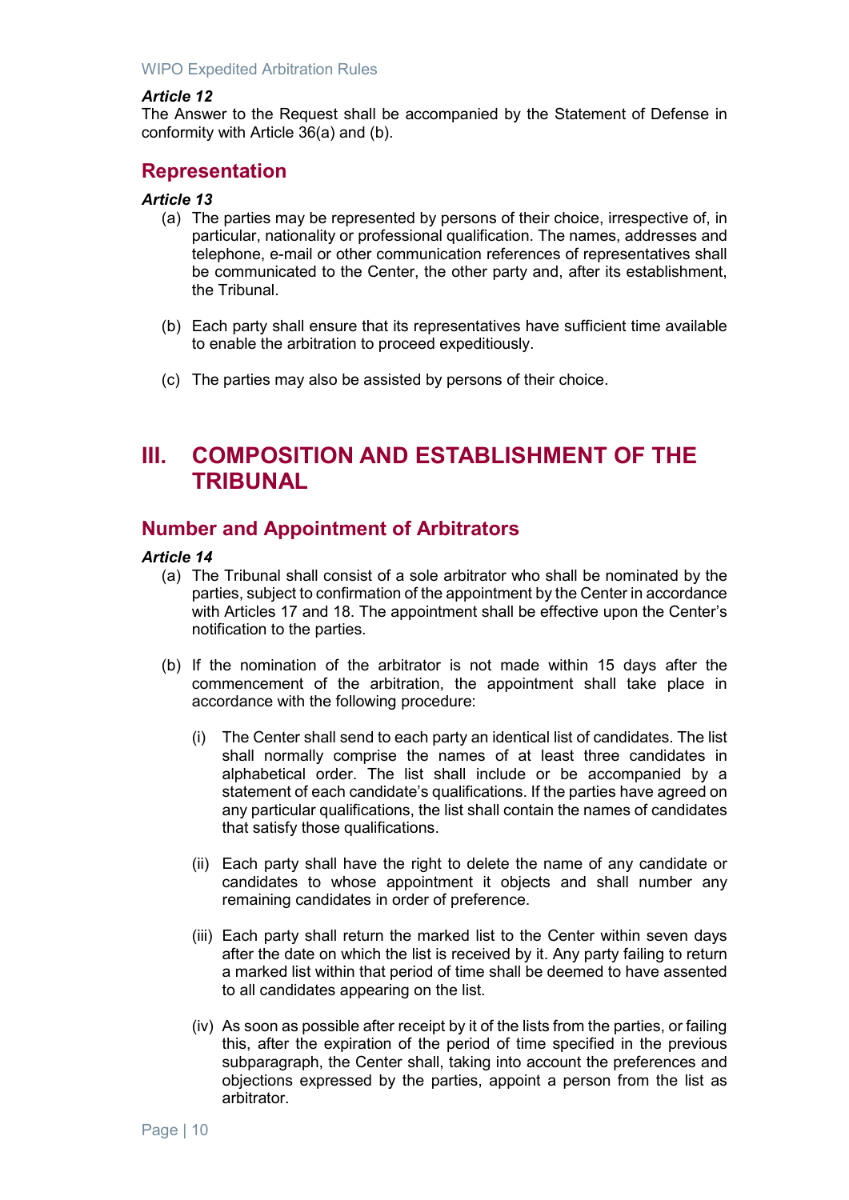### *Article 12*

The Answer to the Request shall be accompanied by the Statement of Defense in conformity with Article 36(a) and (b).

## Representation

### *Article 13*

(a) The parties may be represented by persons of their choice, irrespective of, in particular, nationality or professional qualification. The names, addresses and telephone, e-mail or other communication references of representatives shall be communicated to the Center, the other party and, after its establishment, the Tribunal.

(b) Each party shall ensure that its representatives have sufficient time available to enable the arbitration to proceed expeditiously.

(c) The parties may also be assisted by persons of their choice.

# III. COMPOSITION AND ESTABLISHMENT OF THE TRIBUNAL

## Number and Appointment of Arbitrators

### *Article 14*

(a) The Tribunal shall consist of a sole arbitrator who shall be nominated by the parties, subject to confirmation of the appointment by the Center in accordance with Articles 17 and 18. The appointment shall be effective upon the Center's notification to the parties.

(b) If the nomination of the arbitrator is not made within 15 days after the commencement of the arbitration, the appointment shall take place in accordance with the following procedure:

   (i) The Center shall send to each party an identical list of candidates. The list shall normally comprise the names of at least three candidates in alphabetical order. The list shall include or be accompanied by a statement of each candidate's qualifications. If the parties have agreed on any particular qualifications, the list shall contain the names of candidates that satisfy those qualifications.

   (ii) Each party shall have the right to delete the name of any candidate or candidates to whose appointment it objects and shall number any remaining candidates in order of preference.

   (iii) Each party shall return the marked list to the Center within seven days after the date on which the list is received by it. Any party failing to return a marked list within that period of time shall be deemed to have assented to all candidates appearing on the list.

   (iv) As soon as possible after receipt by it of the lists from the parties, or failing this, after the expiration of the period of time specified in the previous subparagraph, the Center shall, taking into account the preferences and objections expressed by the parties, appoint a person from the list as arbitrator.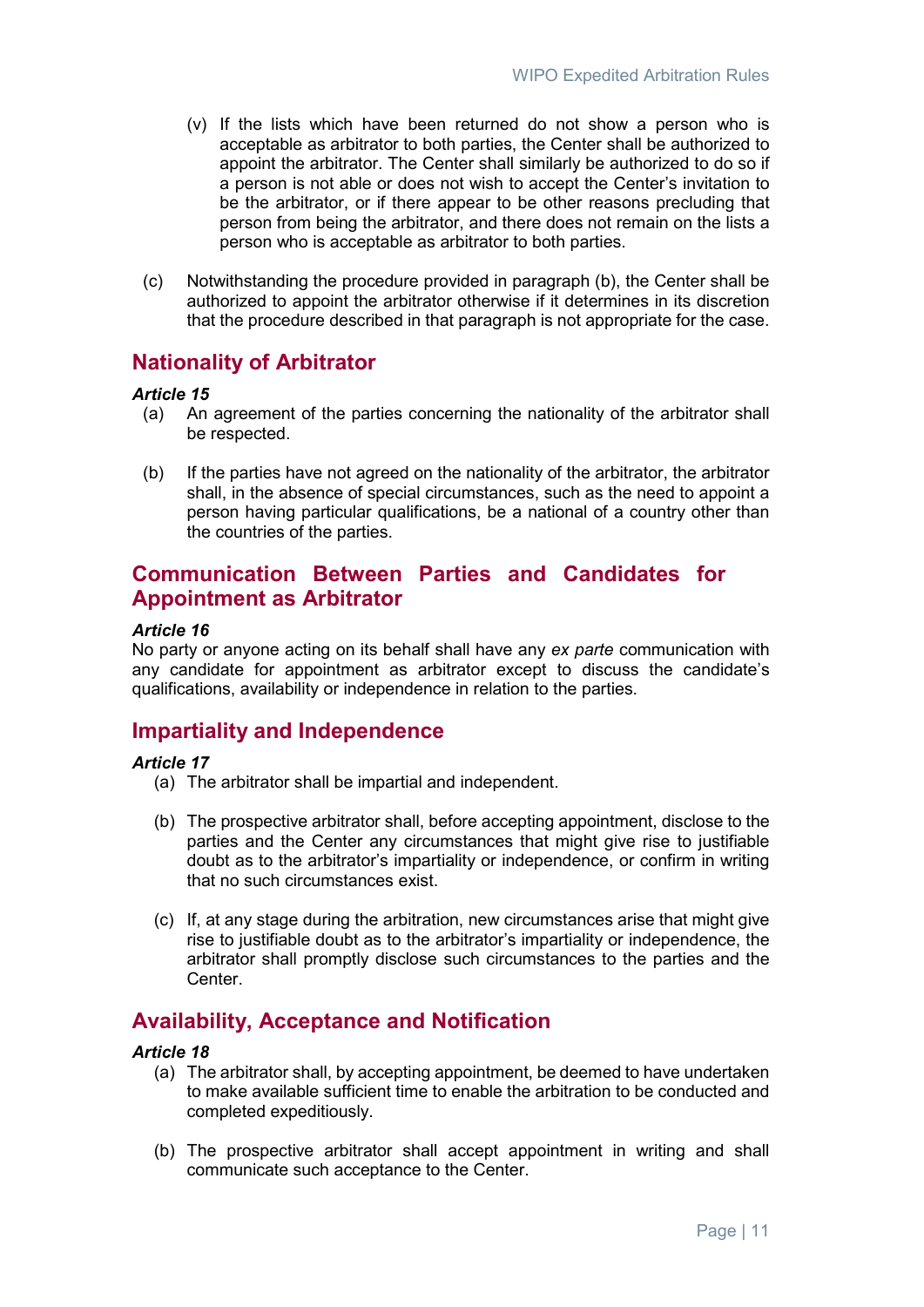(v) If the lists which have been returned do not show a person who is acceptable as arbitrator to both parties, the Center shall be authorized to appoint the arbitrator. The Center shall similarly be authorized to do so if a person is not able or does not wish to accept the Center's invitation to be the arbitrator, or if there appear to be other reasons precluding that person from being the arbitrator, and there does not remain on the lists a person who is acceptable as arbitrator to both parties.

(c) Notwithstanding the procedure provided in paragraph (b), the Center shall be authorized to appoint the arbitrator otherwise if it determines in its discretion that the procedure described in that paragraph is not appropriate for the case.

## Nationality of Arbitrator

***Article 15***

(a) An agreement of the parties concerning the nationality of the arbitrator shall be respected.

(b) If the parties have not agreed on the nationality of the arbitrator, the arbitrator shall, in the absence of special circumstances, such as the need to appoint a person having particular qualifications, be a national of a country other than the countries of the parties.

## Communication Between Parties and Candidates for Appointment as Arbitrator

***Article 16***

No party or anyone acting on its behalf shall have any *ex parte* communication with any candidate for appointment as arbitrator except to discuss the candidate's qualifications, availability or independence in relation to the parties.

## Impartiality and Independence

***Article 17***

(a) The arbitrator shall be impartial and independent.

(b) The prospective arbitrator shall, before accepting appointment, disclose to the parties and the Center any circumstances that might give rise to justifiable doubt as to the arbitrator's impartiality or independence, or confirm in writing that no such circumstances exist.

(c) If, at any stage during the arbitration, new circumstances arise that might give rise to justifiable doubt as to the arbitrator's impartiality or independence, the arbitrator shall promptly disclose such circumstances to the parties and the Center.

## Availability, Acceptance and Notification

***Article 18***

(a) The arbitrator shall, by accepting appointment, be deemed to have undertaken to make available sufficient time to enable the arbitration to be conducted and completed expeditiously.

(b) The prospective arbitrator shall accept appointment in writing and shall communicate such acceptance to the Center.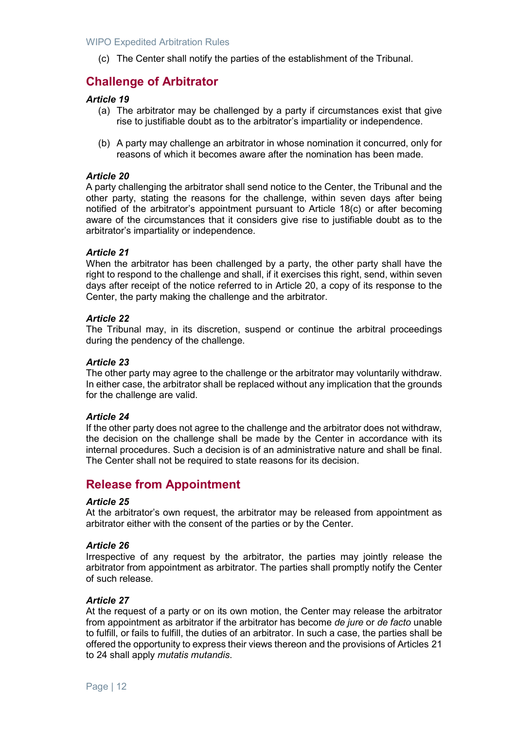(c) The Center shall notify the parties of the establishment of the Tribunal.

## Challenge of Arbitrator

***Article 19***

(a) The arbitrator may be challenged by a party if circumstances exist that give rise to justifiable doubt as to the arbitrator's impartiality or independence.

(b) A party may challenge an arbitrator in whose nomination it concurred, only for reasons of which it becomes aware after the nomination has been made.

***Article 20***

A party challenging the arbitrator shall send notice to the Center, the Tribunal and the other party, stating the reasons for the challenge, within seven days after being notified of the arbitrator's appointment pursuant to Article 18(c) or after becoming aware of the circumstances that it considers give rise to justifiable doubt as to the arbitrator's impartiality or independence.

***Article 21***

When the arbitrator has been challenged by a party, the other party shall have the right to respond to the challenge and shall, if it exercises this right, send, within seven days after receipt of the notice referred to in Article 20, a copy of its response to the Center, the party making the challenge and the arbitrator.

***Article 22***

The Tribunal may, in its discretion, suspend or continue the arbitral proceedings during the pendency of the challenge.

***Article 23***

The other party may agree to the challenge or the arbitrator may voluntarily withdraw. In either case, the arbitrator shall be replaced without any implication that the grounds for the challenge are valid.

***Article 24***

If the other party does not agree to the challenge and the arbitrator does not withdraw, the decision on the challenge shall be made by the Center in accordance with its internal procedures. Such a decision is of an administrative nature and shall be final. The Center shall not be required to state reasons for its decision.

## Release from Appointment

***Article 25***

At the arbitrator's own request, the arbitrator may be released from appointment as arbitrator either with the consent of the parties or by the Center.

***Article 26***

Irrespective of any request by the arbitrator, the parties may jointly release the arbitrator from appointment as arbitrator. The parties shall promptly notify the Center of such release.

***Article 27***

At the request of a party or on its own motion, the Center may release the arbitrator from appointment as arbitrator if the arbitrator has become *de jure* or *de facto* unable to fulfill, or fails to fulfill, the duties of an arbitrator. In such a case, the parties shall be offered the opportunity to express their views thereon and the provisions of Articles 21 to 24 shall apply *mutatis mutandis*.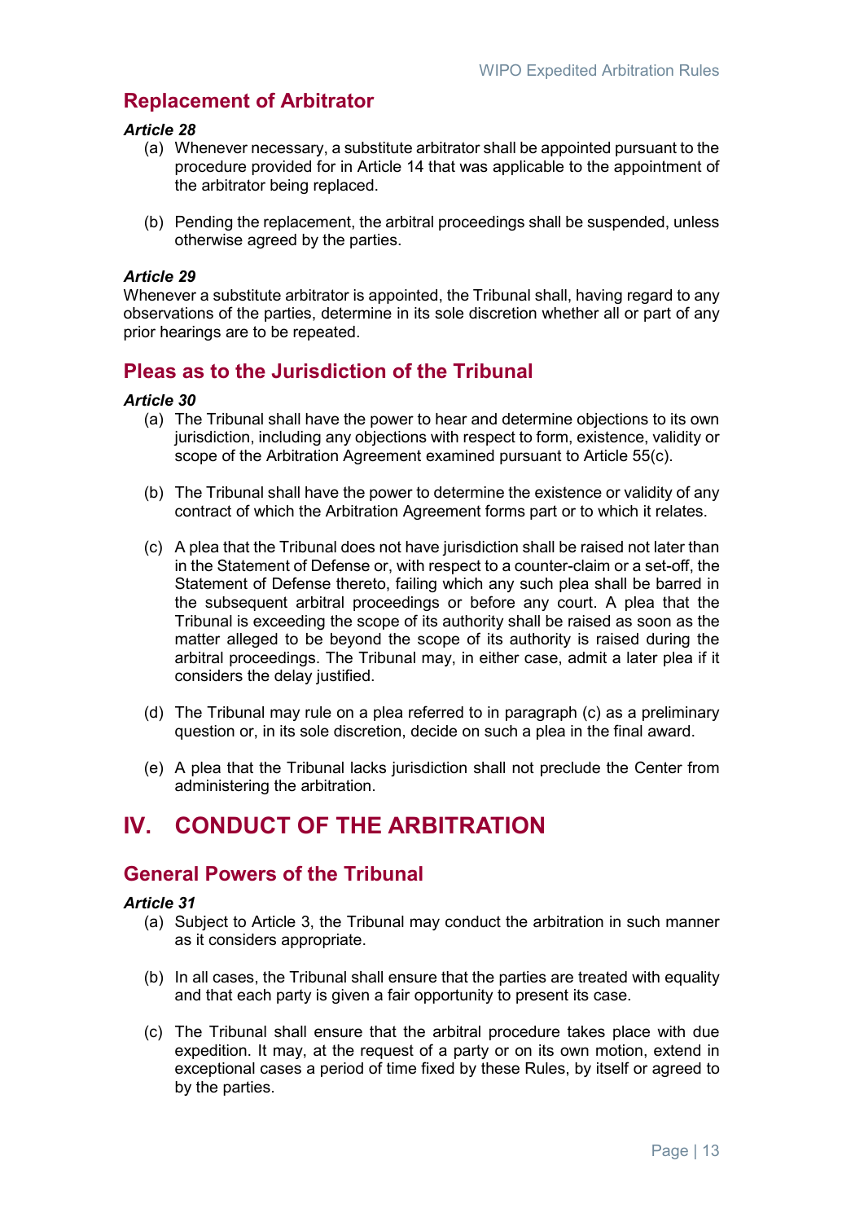## Replacement of Arbitrator

***Article 28***

(a) Whenever necessary, a substitute arbitrator shall be appointed pursuant to the procedure provided for in Article 14 that was applicable to the appointment of the arbitrator being replaced.

(b) Pending the replacement, the arbitral proceedings shall be suspended, unless otherwise agreed by the parties.

***Article 29***

Whenever a substitute arbitrator is appointed, the Tribunal shall, having regard to any observations of the parties, determine in its sole discretion whether all or part of any prior hearings are to be repeated.

## Pleas as to the Jurisdiction of the Tribunal

***Article 30***

(a) The Tribunal shall have the power to hear and determine objections to its own jurisdiction, including any objections with respect to form, existence, validity or scope of the Arbitration Agreement examined pursuant to Article 55(c).

(b) The Tribunal shall have the power to determine the existence or validity of any contract of which the Arbitration Agreement forms part or to which it relates.

(c) A plea that the Tribunal does not have jurisdiction shall be raised not later than in the Statement of Defense or, with respect to a counter-claim or a set-off, the Statement of Defense thereto, failing which any such plea shall be barred in the subsequent arbitral proceedings or before any court. A plea that the Tribunal is exceeding the scope of its authority shall be raised as soon as the matter alleged to be beyond the scope of its authority is raised during the arbitral proceedings. The Tribunal may, in either case, admit a later plea if it considers the delay justified.

(d) The Tribunal may rule on a plea referred to in paragraph (c) as a preliminary question or, in its sole discretion, decide on such a plea in the final award.

(e) A plea that the Tribunal lacks jurisdiction shall not preclude the Center from administering the arbitration.

# IV. CONDUCT OF THE ARBITRATION

## General Powers of the Tribunal

***Article 31***

(a) Subject to Article 3, the Tribunal may conduct the arbitration in such manner as it considers appropriate.

(b) In all cases, the Tribunal shall ensure that the parties are treated with equality and that each party is given a fair opportunity to present its case.

(c) The Tribunal shall ensure that the arbitral procedure takes place with due expedition. It may, at the request of a party or on its own motion, extend in exceptional cases a period of time fixed by these Rules, by itself or agreed to by the parties.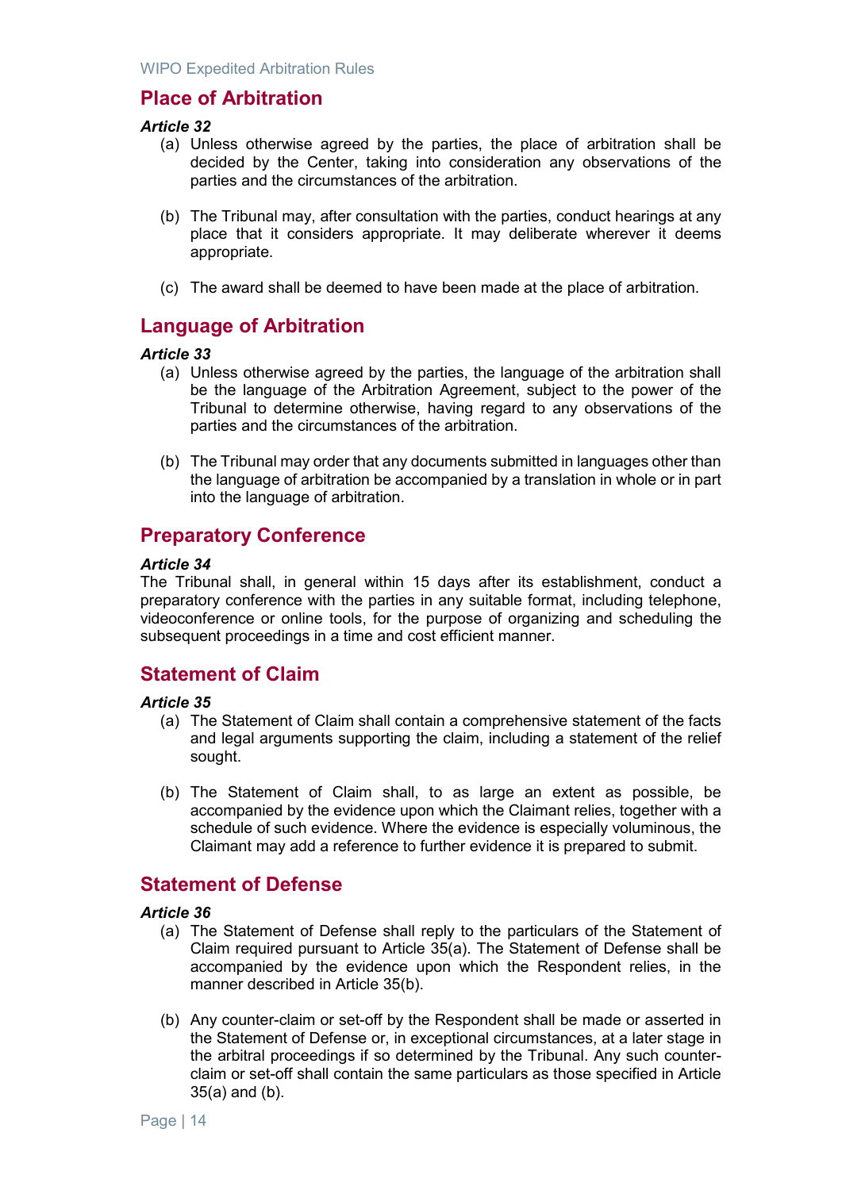## Place of Arbitration

***Article 32***

(a) Unless otherwise agreed by the parties, the place of arbitration shall be decided by the Center, taking into consideration any observations of the parties and the circumstances of the arbitration.

(b) The Tribunal may, after consultation with the parties, conduct hearings at any place that it considers appropriate. It may deliberate wherever it deems appropriate.

(c) The award shall be deemed to have been made at the place of arbitration.

## Language of Arbitration

***Article 33***

(a) Unless otherwise agreed by the parties, the language of the arbitration shall be the language of the Arbitration Agreement, subject to the power of the Tribunal to determine otherwise, having regard to any observations of the parties and the circumstances of the arbitration.

(b) The Tribunal may order that any documents submitted in languages other than the language of arbitration be accompanied by a translation in whole or in part into the language of arbitration.

## Preparatory Conference

***Article 34***

The Tribunal shall, in general within 15 days after its establishment, conduct a preparatory conference with the parties in any suitable format, including telephone, videoconference or online tools, for the purpose of organizing and scheduling the subsequent proceedings in a time and cost efficient manner.

## Statement of Claim

***Article 35***

(a) The Statement of Claim shall contain a comprehensive statement of the facts and legal arguments supporting the claim, including a statement of the relief sought.

(b) The Statement of Claim shall, to as large an extent as possible, be accompanied by the evidence upon which the Claimant relies, together with a schedule of such evidence. Where the evidence is especially voluminous, the Claimant may add a reference to further evidence it is prepared to submit.

## Statement of Defense

***Article 36***

(a) The Statement of Defense shall reply to the particulars of the Statement of Claim required pursuant to Article 35(a). The Statement of Defense shall be accompanied by the evidence upon which the Respondent relies, in the manner described in Article 35(b).

(b) Any counter-claim or set-off by the Respondent shall be made or asserted in the Statement of Defense or, in exceptional circumstances, at a later stage in the arbitral proceedings if so determined by the Tribunal. Any such counter-claim or set-off shall contain the same particulars as those specified in Article 35(a) and (b).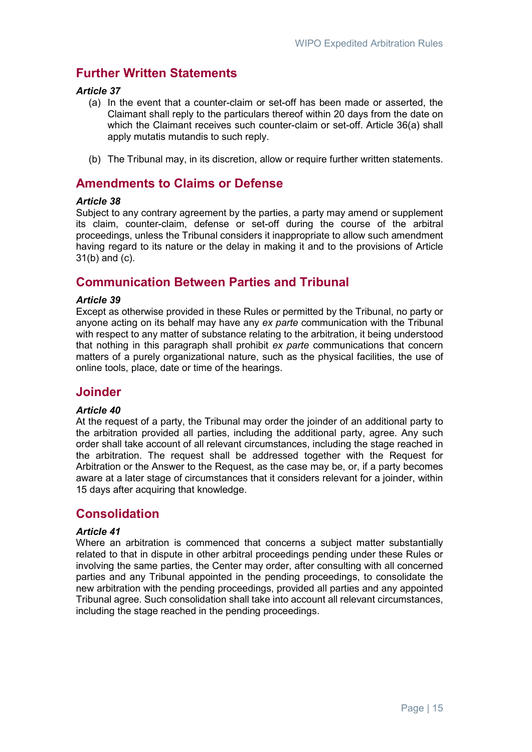## Further Written Statements

***Article 37***

(a) In the event that a counter-claim or set-off has been made or asserted, the Claimant shall reply to the particulars thereof within 20 days from the date on which the Claimant receives such counter-claim or set-off. Article 36(a) shall apply mutatis mutandis to such reply.

(b) The Tribunal may, in its discretion, allow or require further written statements.

## Amendments to Claims or Defense

***Article 38***

Subject to any contrary agreement by the parties, a party may amend or supplement its claim, counter-claim, defense or set-off during the course of the arbitral proceedings, unless the Tribunal considers it inappropriate to allow such amendment having regard to its nature or the delay in making it and to the provisions of Article 31(b) and (c).

## Communication Between Parties and Tribunal

***Article 39***

Except as otherwise provided in these Rules or permitted by the Tribunal, no party or anyone acting on its behalf may have any *ex parte* communication with the Tribunal with respect to any matter of substance relating to the arbitration, it being understood that nothing in this paragraph shall prohibit *ex parte* communications that concern matters of a purely organizational nature, such as the physical facilities, the use of online tools, place, date or time of the hearings.

## Joinder

***Article 40***

At the request of a party, the Tribunal may order the joinder of an additional party to the arbitration provided all parties, including the additional party, agree. Any such order shall take account of all relevant circumstances, including the stage reached in the arbitration. The request shall be addressed together with the Request for Arbitration or the Answer to the Request, as the case may be, or, if a party becomes aware at a later stage of circumstances that it considers relevant for a joinder, within 15 days after acquiring that knowledge.

## Consolidation

***Article 41***

Where an arbitration is commenced that concerns a subject matter substantially related to that in dispute in other arbitral proceedings pending under these Rules or involving the same parties, the Center may order, after consulting with all concerned parties and any Tribunal appointed in the pending proceedings, to consolidate the new arbitration with the pending proceedings, provided all parties and any appointed Tribunal agree. Such consolidation shall take into account all relevant circumstances, including the stage reached in the pending proceedings.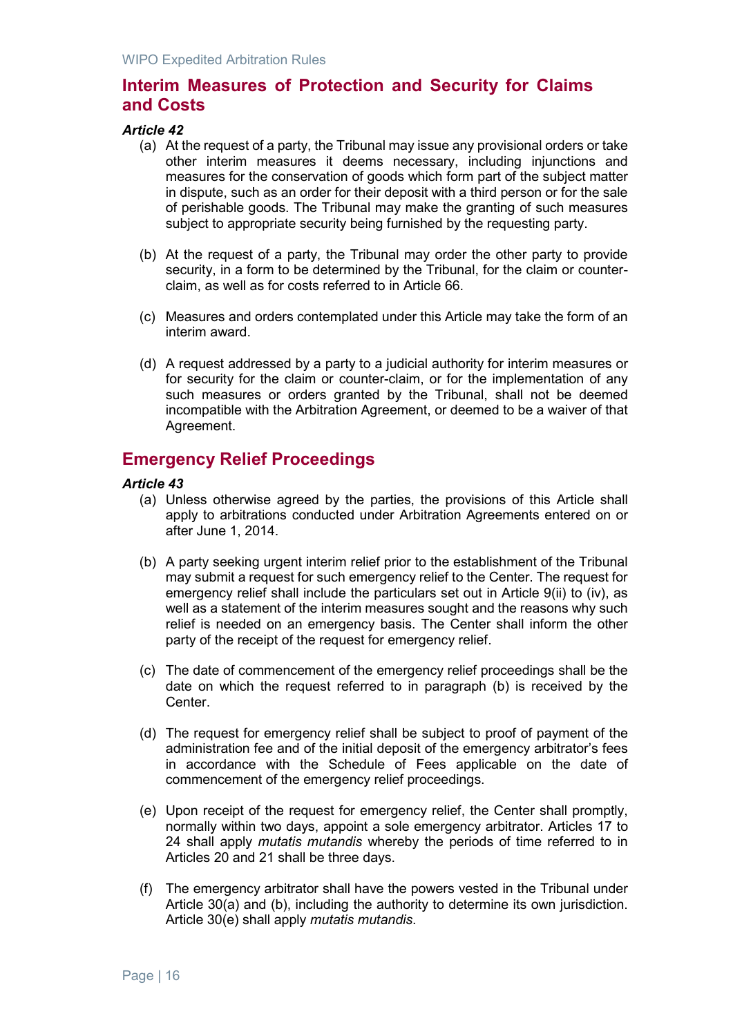## Interim Measures of Protection and Security for Claims and Costs

***Article 42***

(a) At the request of a party, the Tribunal may issue any provisional orders or take other interim measures it deems necessary, including injunctions and measures for the conservation of goods which form part of the subject matter in dispute, such as an order for their deposit with a third person or for the sale of perishable goods. The Tribunal may make the granting of such measures subject to appropriate security being furnished by the requesting party.

(b) At the request of a party, the Tribunal may order the other party to provide security, in a form to be determined by the Tribunal, for the claim or counter-claim, as well as for costs referred to in Article 66.

(c) Measures and orders contemplated under this Article may take the form of an interim award.

(d) A request addressed by a party to a judicial authority for interim measures or for security for the claim or counter-claim, or for the implementation of any such measures or orders granted by the Tribunal, shall not be deemed incompatible with the Arbitration Agreement, or deemed to be a waiver of that Agreement.

## Emergency Relief Proceedings

***Article 43***

(a) Unless otherwise agreed by the parties, the provisions of this Article shall apply to arbitrations conducted under Arbitration Agreements entered on or after June 1, 2014.

(b) A party seeking urgent interim relief prior to the establishment of the Tribunal may submit a request for such emergency relief to the Center. The request for emergency relief shall include the particulars set out in Article 9(ii) to (iv), as well as a statement of the interim measures sought and the reasons why such relief is needed on an emergency basis. The Center shall inform the other party of the receipt of the request for emergency relief.

(c) The date of commencement of the emergency relief proceedings shall be the date on which the request referred to in paragraph (b) is received by the Center.

(d) The request for emergency relief shall be subject to proof of payment of the administration fee and of the initial deposit of the emergency arbitrator's fees in accordance with the Schedule of Fees applicable on the date of commencement of the emergency relief proceedings.

(e) Upon receipt of the request for emergency relief, the Center shall promptly, normally within two days, appoint a sole emergency arbitrator. Articles 17 to 24 shall apply *mutatis mutandis* whereby the periods of time referred to in Articles 20 and 21 shall be three days.

(f) The emergency arbitrator shall have the powers vested in the Tribunal under Article 30(a) and (b), including the authority to determine its own jurisdiction. Article 30(e) shall apply *mutatis mutandis*.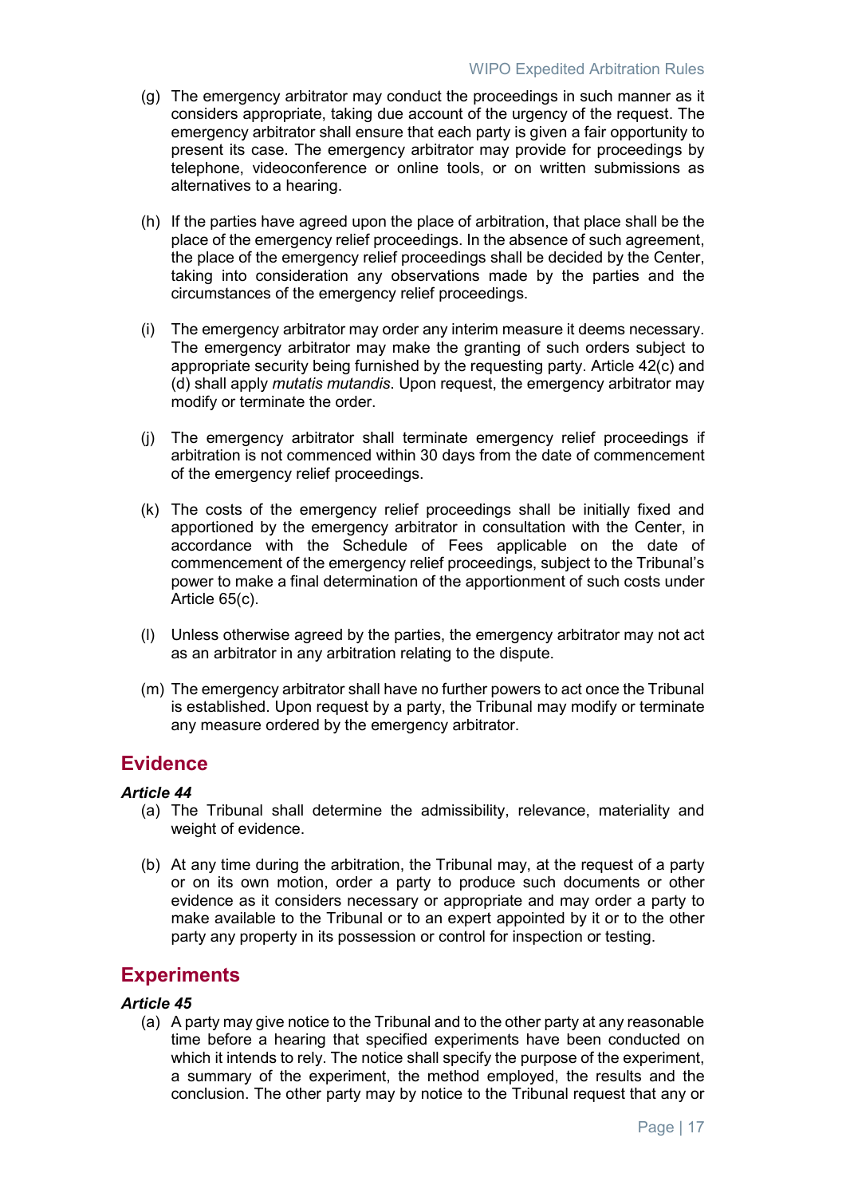(g) The emergency arbitrator may conduct the proceedings in such manner as it considers appropriate, taking due account of the urgency of the request. The emergency arbitrator shall ensure that each party is given a fair opportunity to present its case. The emergency arbitrator may provide for proceedings by telephone, videoconference or online tools, or on written submissions as alternatives to a hearing.

(h) If the parties have agreed upon the place of arbitration, that place shall be the place of the emergency relief proceedings. In the absence of such agreement, the place of the emergency relief proceedings shall be decided by the Center, taking into consideration any observations made by the parties and the circumstances of the emergency relief proceedings.

(i) The emergency arbitrator may order any interim measure it deems necessary. The emergency arbitrator may make the granting of such orders subject to appropriate security being furnished by the requesting party. Article 42(c) and (d) shall apply *mutatis mutandis*. Upon request, the emergency arbitrator may modify or terminate the order.

(j) The emergency arbitrator shall terminate emergency relief proceedings if arbitration is not commenced within 30 days from the date of commencement of the emergency relief proceedings.

(k) The costs of the emergency relief proceedings shall be initially fixed and apportioned by the emergency arbitrator in consultation with the Center, in accordance with the Schedule of Fees applicable on the date of commencement of the emergency relief proceedings, subject to the Tribunal's power to make a final determination of the apportionment of such costs under Article 65(c).

(l) Unless otherwise agreed by the parties, the emergency arbitrator may not act as an arbitrator in any arbitration relating to the dispute.

(m) The emergency arbitrator shall have no further powers to act once the Tribunal is established. Upon request by a party, the Tribunal may modify or terminate any measure ordered by the emergency arbitrator.

## Evidence

***Article 44***

(a) The Tribunal shall determine the admissibility, relevance, materiality and weight of evidence.

(b) At any time during the arbitration, the Tribunal may, at the request of a party or on its own motion, order a party to produce such documents or other evidence as it considers necessary or appropriate and may order a party to make available to the Tribunal or to an expert appointed by it or to the other party any property in its possession or control for inspection or testing.

## Experiments

***Article 45***

(a) A party may give notice to the Tribunal and to the other party at any reasonable time before a hearing that specified experiments have been conducted on which it intends to rely. The notice shall specify the purpose of the experiment, a summary of the experiment, the method employed, the results and the conclusion. The other party may by notice to the Tribunal request that any or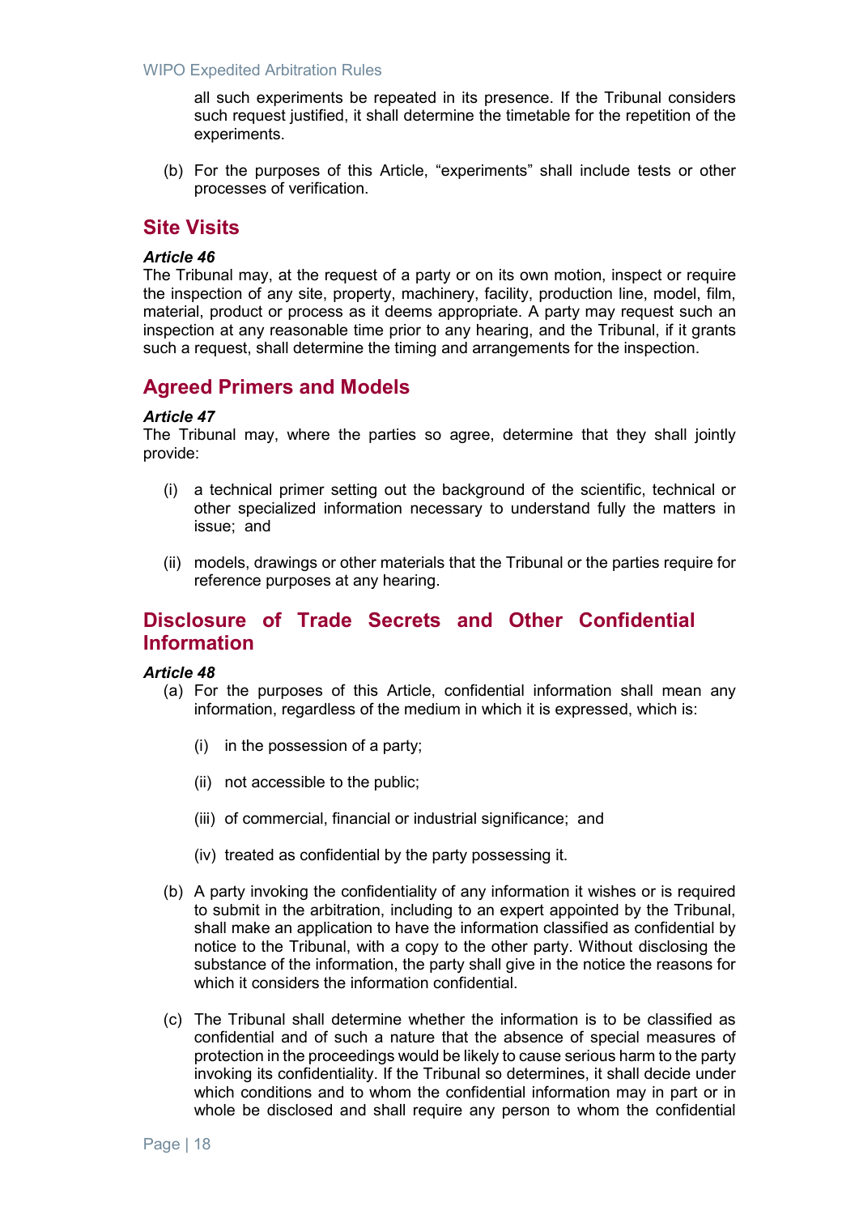all such experiments be repeated in its presence. If the Tribunal considers such request justified, it shall determine the timetable for the repetition of the experiments.

(b) For the purposes of this Article, "experiments" shall include tests or other processes of verification.

## Site Visits

***Article 46***

The Tribunal may, at the request of a party or on its own motion, inspect or require the inspection of any site, property, machinery, facility, production line, model, film, material, product or process as it deems appropriate. A party may request such an inspection at any reasonable time prior to any hearing, and the Tribunal, if it grants such a request, shall determine the timing and arrangements for the inspection.

## Agreed Primers and Models

***Article 47***

The Tribunal may, where the parties so agree, determine that they shall jointly provide:

(i) a technical primer setting out the background of the scientific, technical or other specialized information necessary to understand fully the matters in issue; and

(ii) models, drawings or other materials that the Tribunal or the parties require for reference purposes at any hearing.

## Disclosure of Trade Secrets and Other Confidential Information

***Article 48***

(a) For the purposes of this Article, confidential information shall mean any information, regardless of the medium in which it is expressed, which is:

(i) in the possession of a party;

(ii) not accessible to the public;

(iii) of commercial, financial or industrial significance; and

(iv) treated as confidential by the party possessing it.

(b) A party invoking the confidentiality of any information it wishes or is required to submit in the arbitration, including to an expert appointed by the Tribunal, shall make an application to have the information classified as confidential by notice to the Tribunal, with a copy to the other party. Without disclosing the substance of the information, the party shall give in the notice the reasons for which it considers the information confidential.

(c) The Tribunal shall determine whether the information is to be classified as confidential and of such a nature that the absence of special measures of protection in the proceedings would be likely to cause serious harm to the party invoking its confidentiality. If the Tribunal so determines, it shall decide under which conditions and to whom the confidential information may in part or in whole be disclosed and shall require any person to whom the confidential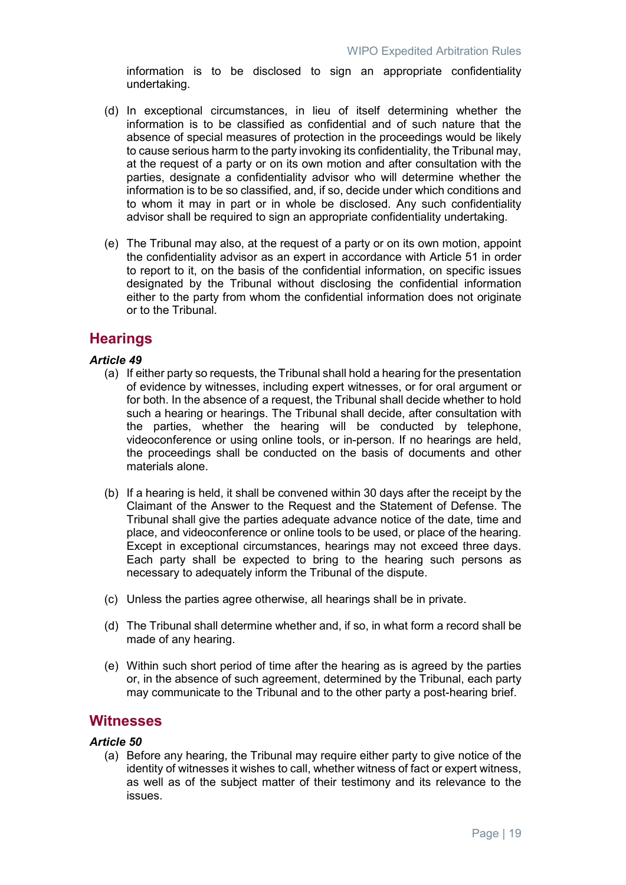information is to be disclosed to sign an appropriate confidentiality undertaking.

(d) In exceptional circumstances, in lieu of itself determining whether the information is to be classified as confidential and of such nature that the absence of special measures of protection in the proceedings would be likely to cause serious harm to the party invoking its confidentiality, the Tribunal may, at the request of a party or on its own motion and after consultation with the parties, designate a confidentiality advisor who will determine whether the information is to be so classified, and, if so, decide under which conditions and to whom it may in part or in whole be disclosed. Any such confidentiality advisor shall be required to sign an appropriate confidentiality undertaking.

(e) The Tribunal may also, at the request of a party or on its own motion, appoint the confidentiality advisor as an expert in accordance with Article 51 in order to report to it, on the basis of the confidential information, on specific issues designated by the Tribunal without disclosing the confidential information either to the party from whom the confidential information does not originate or to the Tribunal.

## Hearings

***Article 49***

(a) If either party so requests, the Tribunal shall hold a hearing for the presentation of evidence by witnesses, including expert witnesses, or for oral argument or for both. In the absence of a request, the Tribunal shall decide whether to hold such a hearing or hearings. The Tribunal shall decide, after consultation with the parties, whether the hearing will be conducted by telephone, videoconference or using online tools, or in-person. If no hearings are held, the proceedings shall be conducted on the basis of documents and other materials alone.

(b) If a hearing is held, it shall be convened within 30 days after the receipt by the Claimant of the Answer to the Request and the Statement of Defense. The Tribunal shall give the parties adequate advance notice of the date, time and place, and videoconference or online tools to be used, or place of the hearing. Except in exceptional circumstances, hearings may not exceed three days. Each party shall be expected to bring to the hearing such persons as necessary to adequately inform the Tribunal of the dispute.

(c) Unless the parties agree otherwise, all hearings shall be in private.

(d) The Tribunal shall determine whether and, if so, in what form a record shall be made of any hearing.

(e) Within such short period of time after the hearing as is agreed by the parties or, in the absence of such agreement, determined by the Tribunal, each party may communicate to the Tribunal and to the other party a post-hearing brief.

## Witnesses

***Article 50***

(a) Before any hearing, the Tribunal may require either party to give notice of the identity of witnesses it wishes to call, whether witness of fact or expert witness, as well as of the subject matter of their testimony and its relevance to the issues.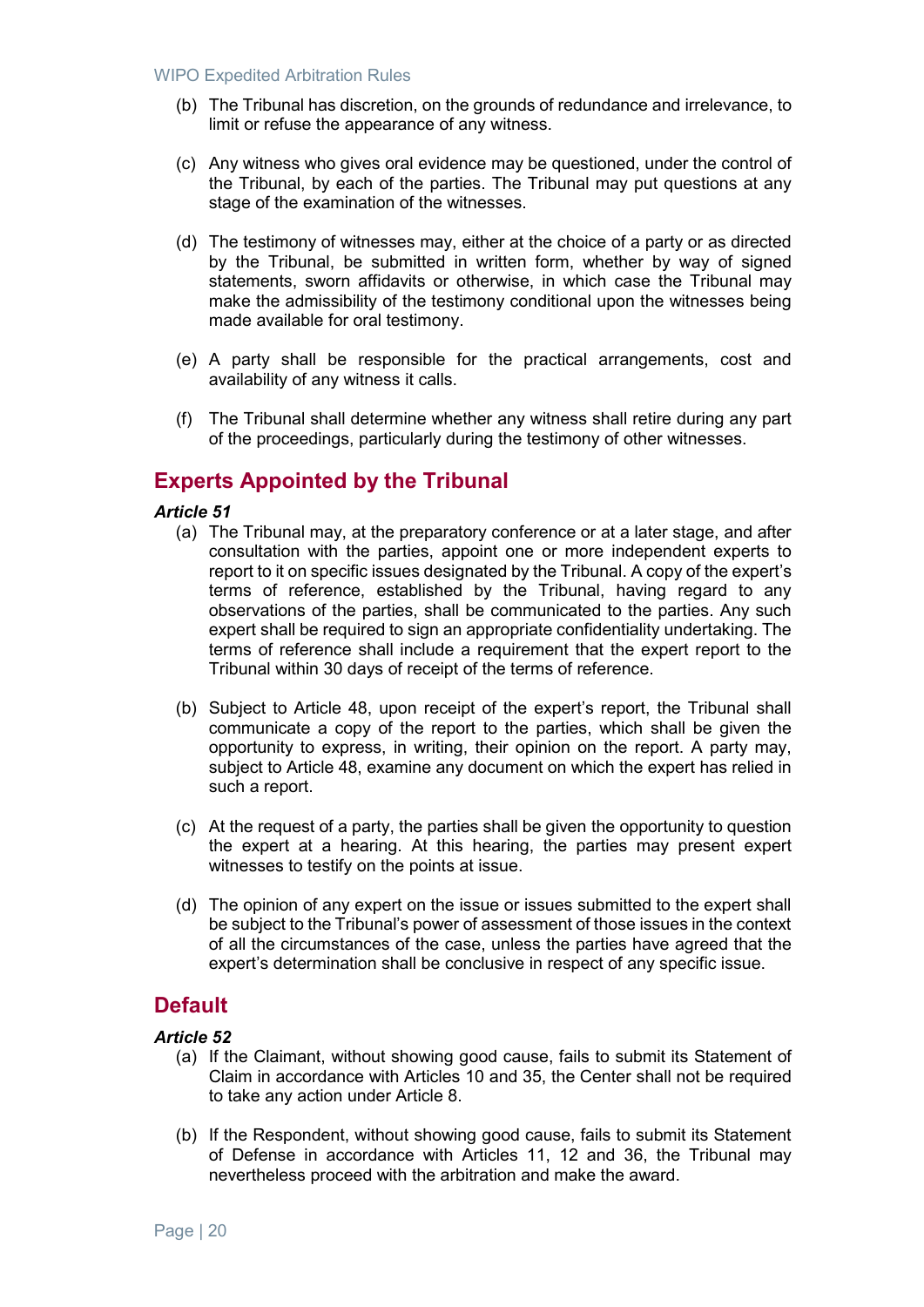(b) The Tribunal has discretion, on the grounds of redundance and irrelevance, to limit or refuse the appearance of any witness.

(c) Any witness who gives oral evidence may be questioned, under the control of the Tribunal, by each of the parties. The Tribunal may put questions at any stage of the examination of the witnesses.

(d) The testimony of witnesses may, either at the choice of a party or as directed by the Tribunal, be submitted in written form, whether by way of signed statements, sworn affidavits or otherwise, in which case the Tribunal may make the admissibility of the testimony conditional upon the witnesses being made available for oral testimony.

(e) A party shall be responsible for the practical arrangements, cost and availability of any witness it calls.

(f) The Tribunal shall determine whether any witness shall retire during any part of the proceedings, particularly during the testimony of other witnesses.

## Experts Appointed by the Tribunal

***Article 51***

(a) The Tribunal may, at the preparatory conference or at a later stage, and after consultation with the parties, appoint one or more independent experts to report to it on specific issues designated by the Tribunal. A copy of the expert's terms of reference, established by the Tribunal, having regard to any observations of the parties, shall be communicated to the parties. Any such expert shall be required to sign an appropriate confidentiality undertaking. The terms of reference shall include a requirement that the expert report to the Tribunal within 30 days of receipt of the terms of reference.

(b) Subject to Article 48, upon receipt of the expert's report, the Tribunal shall communicate a copy of the report to the parties, which shall be given the opportunity to express, in writing, their opinion on the report. A party may, subject to Article 48, examine any document on which the expert has relied in such a report.

(c) At the request of a party, the parties shall be given the opportunity to question the expert at a hearing. At this hearing, the parties may present expert witnesses to testify on the points at issue.

(d) The opinion of any expert on the issue or issues submitted to the expert shall be subject to the Tribunal's power of assessment of those issues in the context of all the circumstances of the case, unless the parties have agreed that the expert's determination shall be conclusive in respect of any specific issue.

## Default

***Article 52***

(a) If the Claimant, without showing good cause, fails to submit its Statement of Claim in accordance with Articles 10 and 35, the Center shall not be required to take any action under Article 8.

(b) If the Respondent, without showing good cause, fails to submit its Statement of Defense in accordance with Articles 11, 12 and 36, the Tribunal may nevertheless proceed with the arbitration and make the award.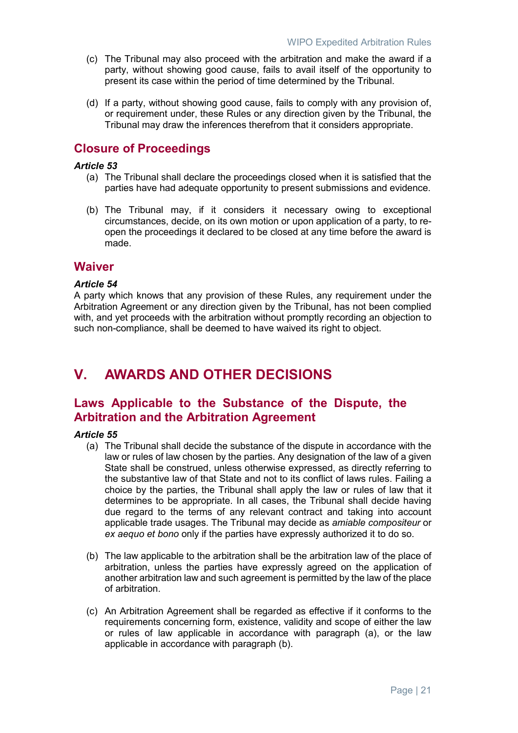(c) The Tribunal may also proceed with the arbitration and make the award if a party, without showing good cause, fails to avail itself of the opportunity to present its case within the period of time determined by the Tribunal.

(d) If a party, without showing good cause, fails to comply with any provision of, or requirement under, these Rules or any direction given by the Tribunal, the Tribunal may draw the inferences therefrom that it considers appropriate.

## Closure of Proceedings

***Article 53***

(a) The Tribunal shall declare the proceedings closed when it is satisfied that the parties have had adequate opportunity to present submissions and evidence.

(b) The Tribunal may, if it considers it necessary owing to exceptional circumstances, decide, on its own motion or upon application of a party, to re-open the proceedings it declared to be closed at any time before the award is made.

## Waiver

***Article 54***

A party which knows that any provision of these Rules, any requirement under the Arbitration Agreement or any direction given by the Tribunal, has not been complied with, and yet proceeds with the arbitration without promptly recording an objection to such non-compliance, shall be deemed to have waived its right to object.

# V. AWARDS AND OTHER DECISIONS

## Laws Applicable to the Substance of the Dispute, the Arbitration and the Arbitration Agreement

***Article 55***

(a) The Tribunal shall decide the substance of the dispute in accordance with the law or rules of law chosen by the parties. Any designation of the law of a given State shall be construed, unless otherwise expressed, as directly referring to the substantive law of that State and not to its conflict of laws rules. Failing a choice by the parties, the Tribunal shall apply the law or rules of law that it determines to be appropriate. In all cases, the Tribunal shall decide having due regard to the terms of any relevant contract and taking into account applicable trade usages. The Tribunal may decide as *amiable compositeur* or *ex aequo et bono* only if the parties have expressly authorized it to do so.

(b) The law applicable to the arbitration shall be the arbitration law of the place of arbitration, unless the parties have expressly agreed on the application of another arbitration law and such agreement is permitted by the law of the place of arbitration.

(c) An Arbitration Agreement shall be regarded as effective if it conforms to the requirements concerning form, existence, validity and scope of either the law or rules of law applicable in accordance with paragraph (a), or the law applicable in accordance with paragraph (b).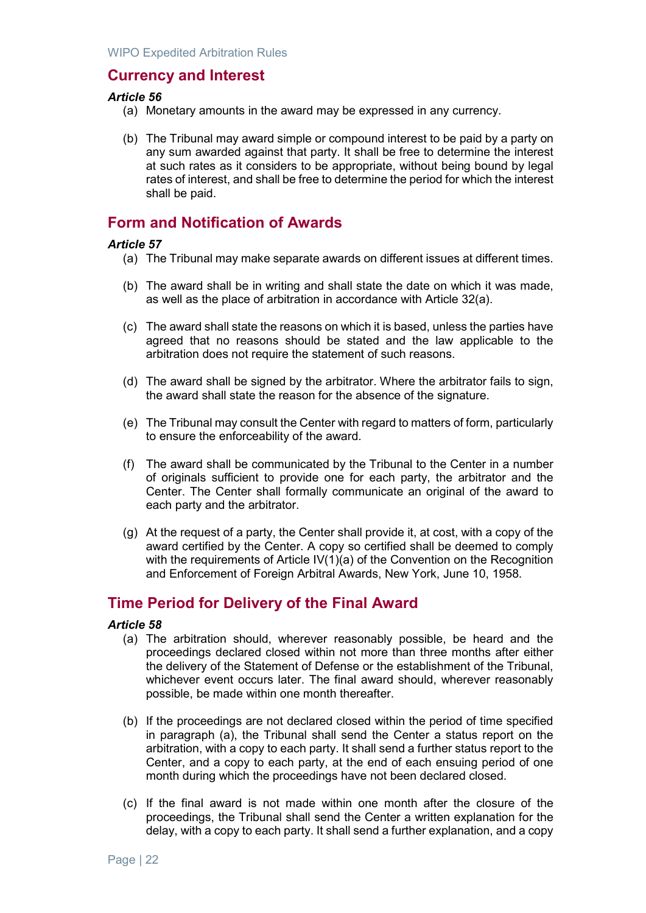## Currency and Interest

### *Article 56*

(a) Monetary amounts in the award may be expressed in any currency.

(b) The Tribunal may award simple or compound interest to be paid by a party on any sum awarded against that party. It shall be free to determine the interest at such rates as it considers to be appropriate, without being bound by legal rates of interest, and shall be free to determine the period for which the interest shall be paid.

## Form and Notification of Awards

### *Article 57*

(a) The Tribunal may make separate awards on different issues at different times.

(b) The award shall be in writing and shall state the date on which it was made, as well as the place of arbitration in accordance with Article 32(a).

(c) The award shall state the reasons on which it is based, unless the parties have agreed that no reasons should be stated and the law applicable to the arbitration does not require the statement of such reasons.

(d) The award shall be signed by the arbitrator. Where the arbitrator fails to sign, the award shall state the reason for the absence of the signature.

(e) The Tribunal may consult the Center with regard to matters of form, particularly to ensure the enforceability of the award.

(f) The award shall be communicated by the Tribunal to the Center in a number of originals sufficient to provide one for each party, the arbitrator and the Center. The Center shall formally communicate an original of the award to each party and the arbitrator.

(g) At the request of a party, the Center shall provide it, at cost, with a copy of the award certified by the Center. A copy so certified shall be deemed to comply with the requirements of Article IV(1)(a) of the Convention on the Recognition and Enforcement of Foreign Arbitral Awards, New York, June 10, 1958.

## Time Period for Delivery of the Final Award

### *Article 58*

(a) The arbitration should, wherever reasonably possible, be heard and the proceedings declared closed within not more than three months after either the delivery of the Statement of Defense or the establishment of the Tribunal, whichever event occurs later. The final award should, wherever reasonably possible, be made within one month thereafter.

(b) If the proceedings are not declared closed within the period of time specified in paragraph (a), the Tribunal shall send the Center a status report on the arbitration, with a copy to each party. It shall send a further status report to the Center, and a copy to each party, at the end of each ensuing period of one month during which the proceedings have not been declared closed.

(c) If the final award is not made within one month after the closure of the proceedings, the Tribunal shall send the Center a written explanation for the delay, with a copy to each party. It shall send a further explanation, and a copy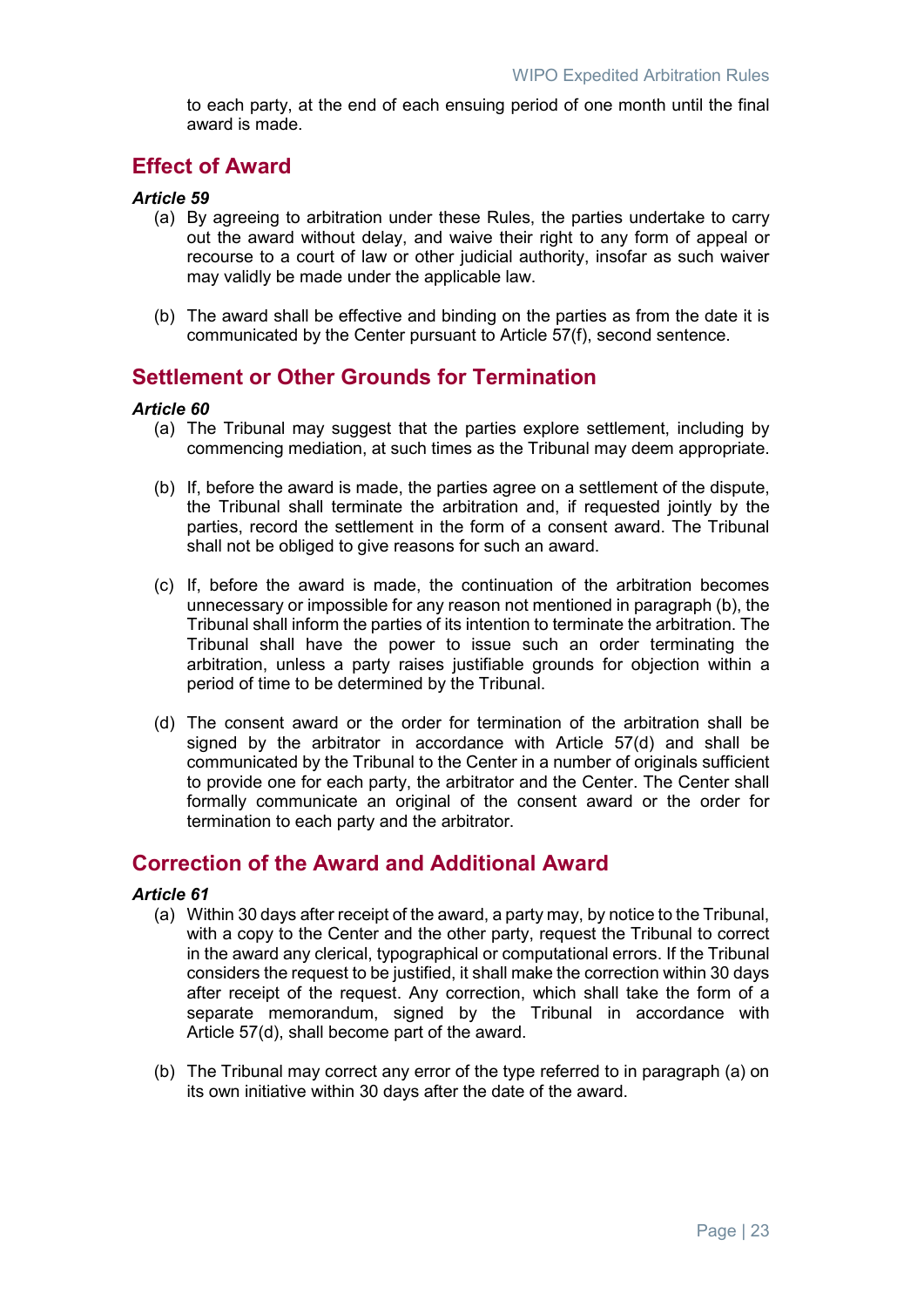to each party, at the end of each ensuing period of one month until the final award is made.

## Effect of Award

***Article 59***

(a) By agreeing to arbitration under these Rules, the parties undertake to carry out the award without delay, and waive their right to any form of appeal or recourse to a court of law or other judicial authority, insofar as such waiver may validly be made under the applicable law.

(b) The award shall be effective and binding on the parties as from the date it is communicated by the Center pursuant to Article 57(f), second sentence.

## Settlement or Other Grounds for Termination

***Article 60***

(a) The Tribunal may suggest that the parties explore settlement, including by commencing mediation, at such times as the Tribunal may deem appropriate.

(b) If, before the award is made, the parties agree on a settlement of the dispute, the Tribunal shall terminate the arbitration and, if requested jointly by the parties, record the settlement in the form of a consent award. The Tribunal shall not be obliged to give reasons for such an award.

(c) If, before the award is made, the continuation of the arbitration becomes unnecessary or impossible for any reason not mentioned in paragraph (b), the Tribunal shall inform the parties of its intention to terminate the arbitration. The Tribunal shall have the power to issue such an order terminating the arbitration, unless a party raises justifiable grounds for objection within a period of time to be determined by the Tribunal.

(d) The consent award or the order for termination of the arbitration shall be signed by the arbitrator in accordance with Article 57(d) and shall be communicated by the Tribunal to the Center in a number of originals sufficient to provide one for each party, the arbitrator and the Center. The Center shall formally communicate an original of the consent award or the order for termination to each party and the arbitrator.

## Correction of the Award and Additional Award

***Article 61***

(a) Within 30 days after receipt of the award, a party may, by notice to the Tribunal, with a copy to the Center and the other party, request the Tribunal to correct in the award any clerical, typographical or computational errors. If the Tribunal considers the request to be justified, it shall make the correction within 30 days after receipt of the request. Any correction, which shall take the form of a separate memorandum, signed by the Tribunal in accordance with Article 57(d), shall become part of the award.

(b) The Tribunal may correct any error of the type referred to in paragraph (a) on its own initiative within 30 days after the date of the award.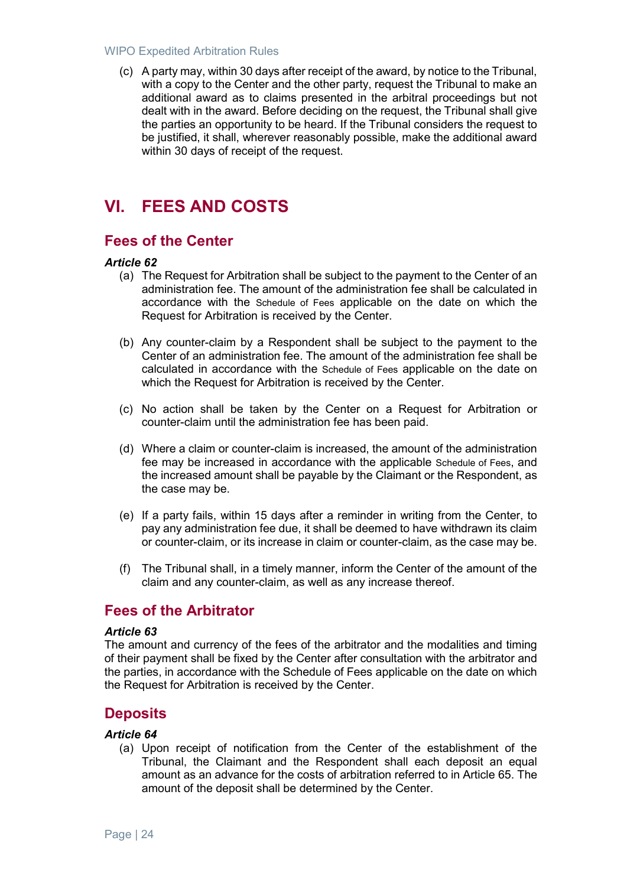(c) A party may, within 30 days after receipt of the award, by notice to the Tribunal, with a copy to the Center and the other party, request the Tribunal to make an additional award as to claims presented in the arbitral proceedings but not dealt with in the award. Before deciding on the request, the Tribunal shall give the parties an opportunity to be heard. If the Tribunal considers the request to be justified, it shall, wherever reasonably possible, make the additional award within 30 days of receipt of the request.

# VI. FEES AND COSTS

## Fees of the Center

***Article 62***

(a) The Request for Arbitration shall be subject to the payment to the Center of an administration fee. The amount of the administration fee shall be calculated in accordance with the Schedule of Fees applicable on the date on which the Request for Arbitration is received by the Center.

(b) Any counter-claim by a Respondent shall be subject to the payment to the Center of an administration fee. The amount of the administration fee shall be calculated in accordance with the Schedule of Fees applicable on the date on which the Request for Arbitration is received by the Center.

(c) No action shall be taken by the Center on a Request for Arbitration or counter-claim until the administration fee has been paid.

(d) Where a claim or counter-claim is increased, the amount of the administration fee may be increased in accordance with the applicable Schedule of Fees, and the increased amount shall be payable by the Claimant or the Respondent, as the case may be.

(e) If a party fails, within 15 days after a reminder in writing from the Center, to pay any administration fee due, it shall be deemed to have withdrawn its claim or counter-claim, or its increase in claim or counter-claim, as the case may be.

(f) The Tribunal shall, in a timely manner, inform the Center of the amount of the claim and any counter-claim, as well as any increase thereof.

## Fees of the Arbitrator

***Article 63***

The amount and currency of the fees of the arbitrator and the modalities and timing of their payment shall be fixed by the Center after consultation with the arbitrator and the parties, in accordance with the Schedule of Fees applicable on the date on which the Request for Arbitration is received by the Center.

## Deposits

***Article 64***

(a) Upon receipt of notification from the Center of the establishment of the Tribunal, the Claimant and the Respondent shall each deposit an equal amount as an advance for the costs of arbitration referred to in Article 65. The amount of the deposit shall be determined by the Center.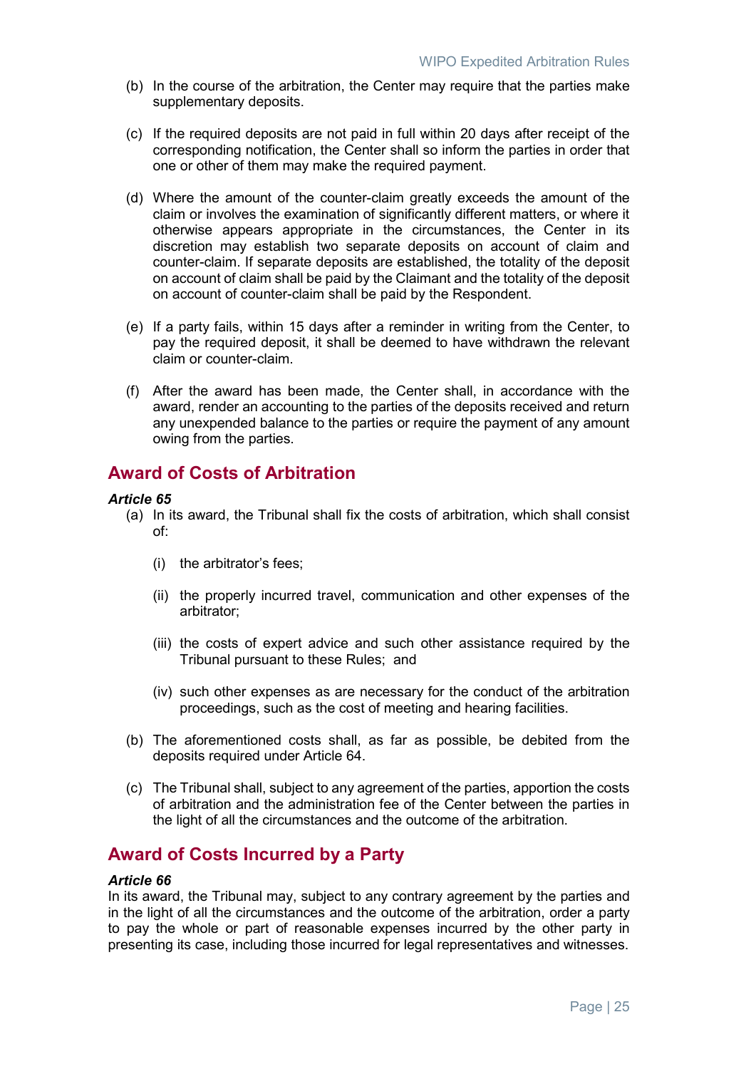(b) In the course of the arbitration, the Center may require that the parties make supplementary deposits.

(c) If the required deposits are not paid in full within 20 days after receipt of the corresponding notification, the Center shall so inform the parties in order that one or other of them may make the required payment.

(d) Where the amount of the counter-claim greatly exceeds the amount of the claim or involves the examination of significantly different matters, or where it otherwise appears appropriate in the circumstances, the Center in its discretion may establish two separate deposits on account of claim and counter-claim. If separate deposits are established, the totality of the deposit on account of claim shall be paid by the Claimant and the totality of the deposit on account of counter-claim shall be paid by the Respondent.

(e) If a party fails, within 15 days after a reminder in writing from the Center, to pay the required deposit, it shall be deemed to have withdrawn the relevant claim or counter-claim.

(f) After the award has been made, the Center shall, in accordance with the award, render an accounting to the parties of the deposits received and return any unexpended balance to the parties or require the payment of any amount owing from the parties.

## Award of Costs of Arbitration

***Article 65***

(a) In its award, the Tribunal shall fix the costs of arbitration, which shall consist of:

  (i) the arbitrator's fees;

  (ii) the properly incurred travel, communication and other expenses of the arbitrator;

  (iii) the costs of expert advice and such other assistance required by the Tribunal pursuant to these Rules; and

  (iv) such other expenses as are necessary for the conduct of the arbitration proceedings, such as the cost of meeting and hearing facilities.

(b) The aforementioned costs shall, as far as possible, be debited from the deposits required under Article 64.

(c) The Tribunal shall, subject to any agreement of the parties, apportion the costs of arbitration and the administration fee of the Center between the parties in the light of all the circumstances and the outcome of the arbitration.

## Award of Costs Incurred by a Party

***Article 66***

In its award, the Tribunal may, subject to any contrary agreement by the parties and in the light of all the circumstances and the outcome of the arbitration, order a party to pay the whole or part of reasonable expenses incurred by the other party in presenting its case, including those incurred for legal representatives and witnesses.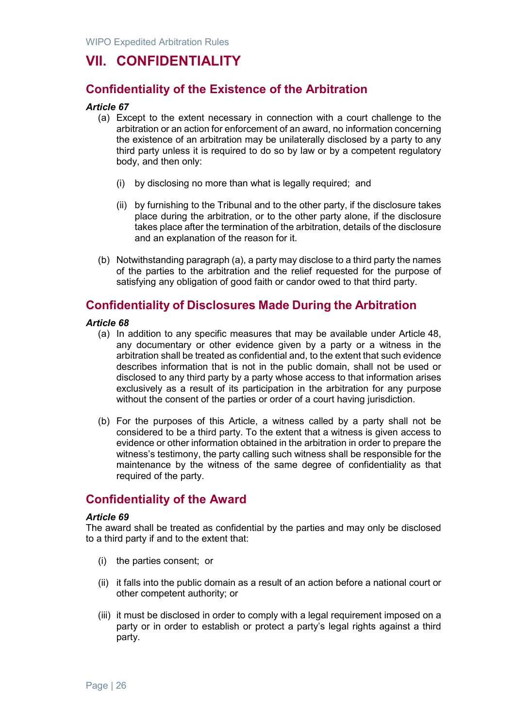# VII. CONFIDENTIALITY

## Confidentiality of the Existence of the Arbitration

***Article 67***

(a) Except to the extent necessary in connection with a court challenge to the arbitration or an action for enforcement of an award, no information concerning the existence of an arbitration may be unilaterally disclosed by a party to any third party unless it is required to do so by law or by a competent regulatory body, and then only:

   (i) by disclosing no more than what is legally required; and

   (ii) by furnishing to the Tribunal and to the other party, if the disclosure takes place during the arbitration, or to the other party alone, if the disclosure takes place after the termination of the arbitration, details of the disclosure and an explanation of the reason for it.

(b) Notwithstanding paragraph (a), a party may disclose to a third party the names of the parties to the arbitration and the relief requested for the purpose of satisfying any obligation of good faith or candor owed to that third party.

## Confidentiality of Disclosures Made During the Arbitration

***Article 68***

(a) In addition to any specific measures that may be available under Article 48, any documentary or other evidence given by a party or a witness in the arbitration shall be treated as confidential and, to the extent that such evidence describes information that is not in the public domain, shall not be used or disclosed to any third party by a party whose access to that information arises exclusively as a result of its participation in the arbitration for any purpose without the consent of the parties or order of a court having jurisdiction.

(b) For the purposes of this Article, a witness called by a party shall not be considered to be a third party. To the extent that a witness is given access to evidence or other information obtained in the arbitration in order to prepare the witness's testimony, the party calling such witness shall be responsible for the maintenance by the witness of the same degree of confidentiality as that required of the party.

## Confidentiality of the Award

***Article 69***

The award shall be treated as confidential by the parties and may only be disclosed to a third party if and to the extent that:

(i) the parties consent; or

(ii) it falls into the public domain as a result of an action before a national court or other competent authority; or

(iii) it must be disclosed in order to comply with a legal requirement imposed on a party or in order to establish or protect a party's legal rights against a third party.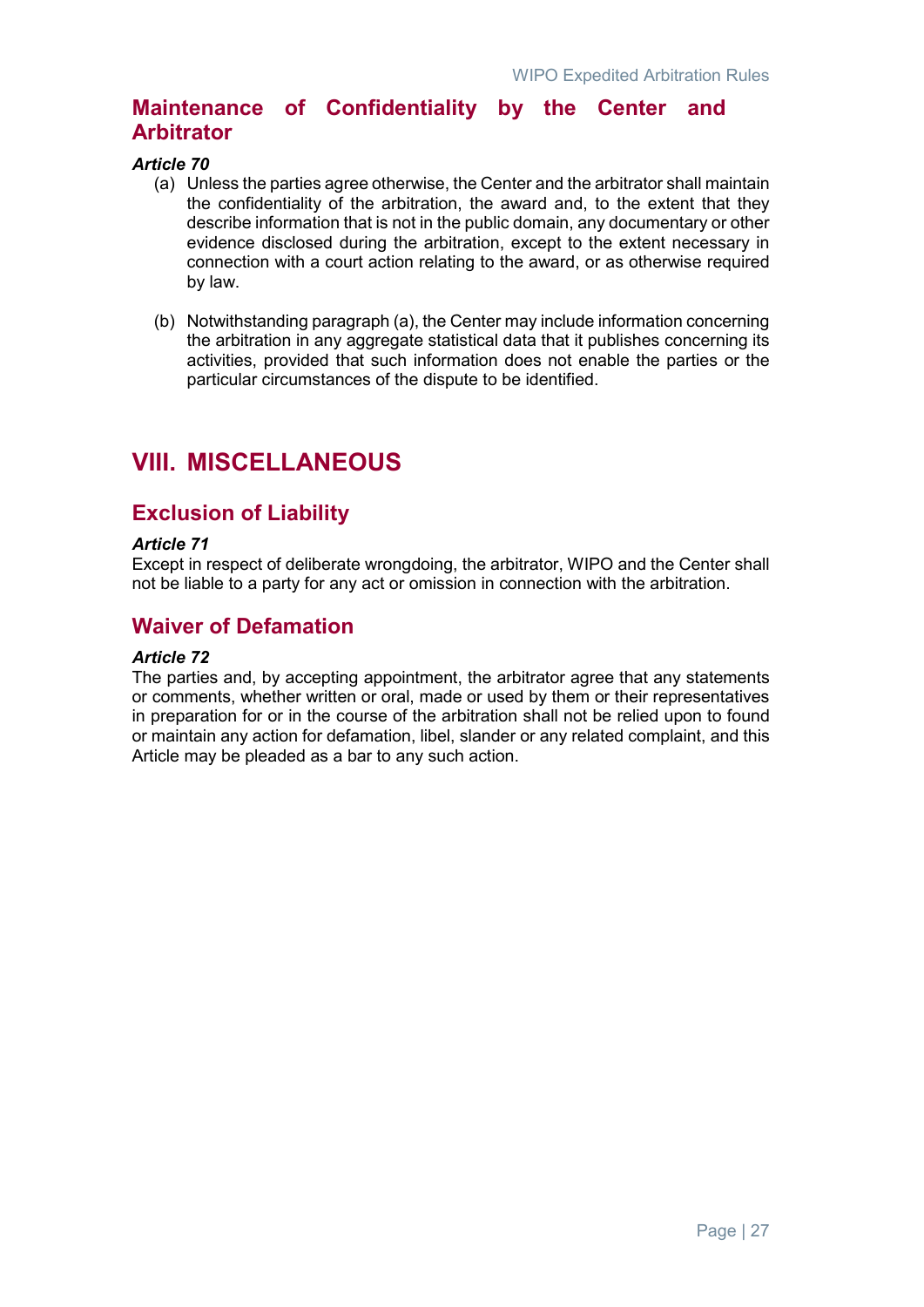## Maintenance of Confidentiality by the Center and Arbitrator

***Article 70***

(a) Unless the parties agree otherwise, the Center and the arbitrator shall maintain the confidentiality of the arbitration, the award and, to the extent that they describe information that is not in the public domain, any documentary or other evidence disclosed during the arbitration, except to the extent necessary in connection with a court action relating to the award, or as otherwise required by law.

(b) Notwithstanding paragraph (a), the Center may include information concerning the arbitration in any aggregate statistical data that it publishes concerning its activities, provided that such information does not enable the parties or the particular circumstances of the dispute to be identified.

# VIII. MISCELLANEOUS

## Exclusion of Liability

***Article 71***

Except in respect of deliberate wrongdoing, the arbitrator, WIPO and the Center shall not be liable to a party for any act or omission in connection with the arbitration.

## Waiver of Defamation

***Article 72***

The parties and, by accepting appointment, the arbitrator agree that any statements or comments, whether written or oral, made or used by them or their representatives in preparation for or in the course of the arbitration shall not be relied upon to found or maintain any action for defamation, libel, slander or any related complaint, and this Article may be pleaded as a bar to any such action.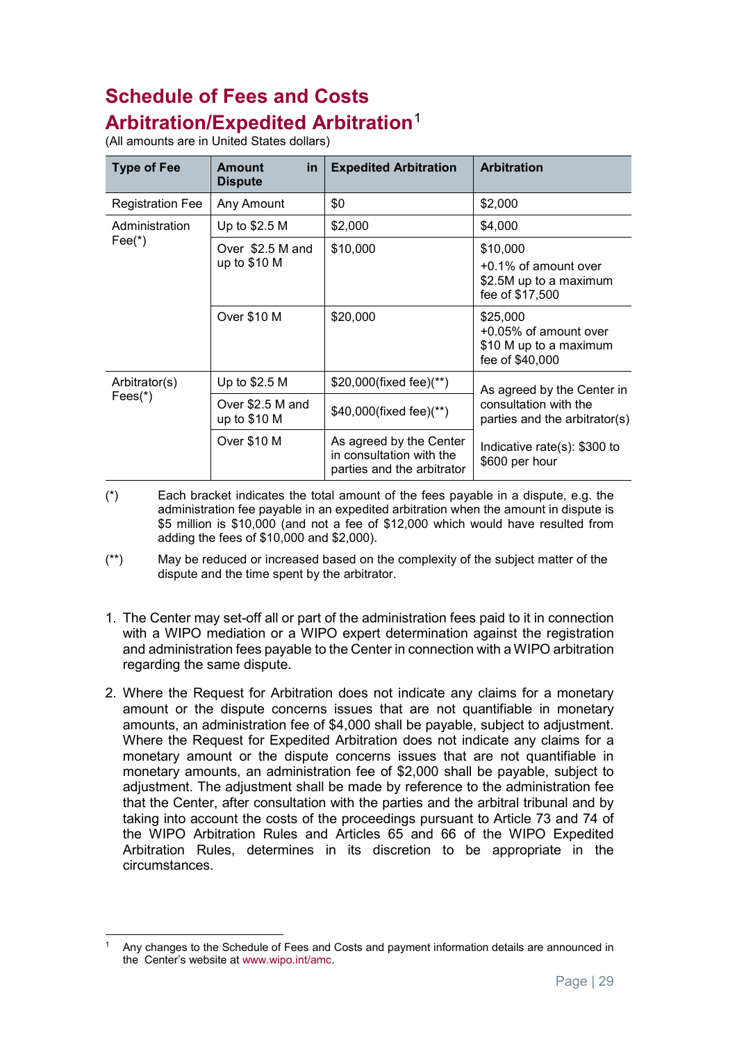# Schedule of Fees and Costs

## Arbitration/Expedited Arbitration[1]

(All amounts are in United States dollars)

| Type of Fee | Amount in Dispute | Expedited Arbitration | Arbitration |
|---|---|---|---|
| Registration Fee | Any Amount | $0 | $2,000 |
| Administration Fee(*) | Up to $2.5 M | $2,000 | $4,000 |
| | Over $2.5 M and up to $10 M | $10,000 | $10,000 +0.1% of amount over $2.5M up to a maximum fee of $17,500 |
| | Over $10 M | $20,000 | $25,000 +0.05% of amount over $10 M up to a maximum fee of $40,000 |
| Arbitrator(s) Fees(*) | Up to $2.5 M | $20,000(fixed fee)(**) | As agreed by the Center in consultation with the parties and the arbitrator(s) Indicative rate(s): $300 to $600 per hour |
| | Over $2.5 M and up to $10 M | $40,000(fixed fee)(**) | |
| | Over $10 M | As agreed by the Center in consultation with the parties and the arbitrator | |

(*) Each bracket indicates the total amount of the fees payable in a dispute, e.g. the administration fee payable in an expedited arbitration when the amount in dispute is $5 million is $10,000 (and not a fee of $12,000 which would have resulted from adding the fees of $10,000 and $2,000).

(**) May be reduced or increased based on the complexity of the subject matter of the dispute and the time spent by the arbitrator.

1. The Center may set-off all or part of the administration fees paid to it in connection with a WIPO mediation or a WIPO expert determination against the registration and administration fees payable to the Center in connection with a WIPO arbitration regarding the same dispute.

2. Where the Request for Arbitration does not indicate any claims for a monetary amount or the dispute concerns issues that are not quantifiable in monetary amounts, an administration fee of $4,000 shall be payable, subject to adjustment. Where the Request for Expedited Arbitration does not indicate any claims for a monetary amount or the dispute concerns issues that are not quantifiable in monetary amounts, an administration fee of $2,000 shall be payable, subject to adjustment. The adjustment shall be made by reference to the administration fee that the Center, after consultation with the parties and the arbitral tribunal and by taking into account the costs of the proceedings pursuant to Article 73 and 74 of the WIPO Arbitration Rules and Articles 65 and 66 of the WIPO Expedited Arbitration Rules, determines in its discretion to be appropriate in the circumstances.

---

[1] Any changes to the Schedule of Fees and Costs and payment information details are announced in the Center's website at www.wipo.int/amc.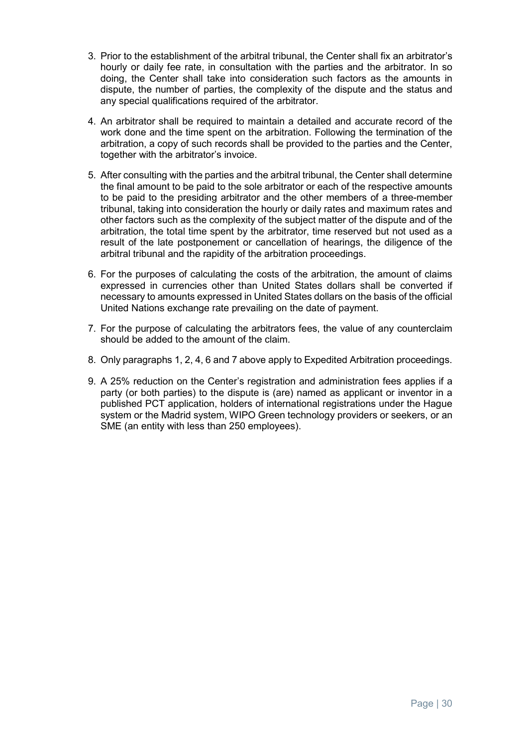3. Prior to the establishment of the arbitral tribunal, the Center shall fix an arbitrator's hourly or daily fee rate, in consultation with the parties and the arbitrator. In so doing, the Center shall take into consideration such factors as the amounts in dispute, the number of parties, the complexity of the dispute and the status and any special qualifications required of the arbitrator.

4. An arbitrator shall be required to maintain a detailed and accurate record of the work done and the time spent on the arbitration. Following the termination of the arbitration, a copy of such records shall be provided to the parties and the Center, together with the arbitrator's invoice.

5. After consulting with the parties and the arbitral tribunal, the Center shall determine the final amount to be paid to the sole arbitrator or each of the respective amounts to be paid to the presiding arbitrator and the other members of a three-member tribunal, taking into consideration the hourly or daily rates and maximum rates and other factors such as the complexity of the subject matter of the dispute and of the arbitration, the total time spent by the arbitrator, time reserved but not used as a result of the late postponement or cancellation of hearings, the diligence of the arbitral tribunal and the rapidity of the arbitration proceedings.

6. For the purposes of calculating the costs of the arbitration, the amount of claims expressed in currencies other than United States dollars shall be converted if necessary to amounts expressed in United States dollars on the basis of the official United Nations exchange rate prevailing on the date of payment.

7. For the purpose of calculating the arbitrators fees, the value of any counterclaim should be added to the amount of the claim.

8. Only paragraphs 1, 2, 4, 6 and 7 above apply to Expedited Arbitration proceedings.

9. A 25% reduction on the Center's registration and administration fees applies if a party (or both parties) to the dispute is (are) named as applicant or inventor in a published PCT application, holders of international registrations under the Hague system or the Madrid system, WIPO Green technology providers or seekers, or an SME (an entity with less than 250 employees).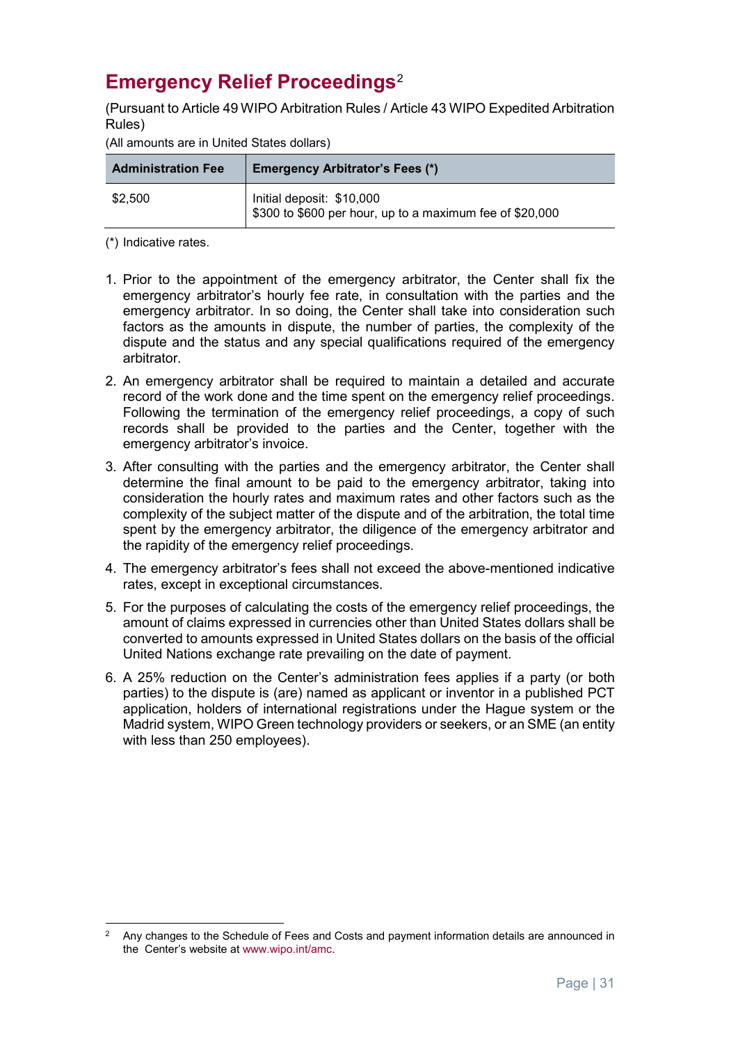# Emergency Relief Proceedings[2]

(Pursuant to Article 49 WIPO Arbitration Rules / Article 43 WIPO Expedited Arbitration Rules)

(All amounts are in United States dollars)

| Administration Fee | Emergency Arbitrator's Fees (*) |
|---|---|
| $2,500 | Initial deposit: $10,000<br>$300 to $600 per hour, up to a maximum fee of $20,000 |

(*) Indicative rates.

1. Prior to the appointment of the emergency arbitrator, the Center shall fix the emergency arbitrator's hourly fee rate, in consultation with the parties and the emergency arbitrator. In so doing, the Center shall take into consideration such factors as the amounts in dispute, the number of parties, the complexity of the dispute and the status and any special qualifications required of the emergency arbitrator.
2. An emergency arbitrator shall be required to maintain a detailed and accurate record of the work done and the time spent on the emergency relief proceedings. Following the termination of the emergency relief proceedings, a copy of such records shall be provided to the parties and the Center, together with the emergency arbitrator's invoice.
3. After consulting with the parties and the emergency arbitrator, the Center shall determine the final amount to be paid to the emergency arbitrator, taking into consideration the hourly rates and maximum rates and other factors such as the complexity of the subject matter of the dispute and of the arbitration, the total time spent by the emergency arbitrator, the diligence of the emergency arbitrator and the rapidity of the emergency relief proceedings.
4. The emergency arbitrator's fees shall not exceed the above-mentioned indicative rates, except in exceptional circumstances.
5. For the purposes of calculating the costs of the emergency relief proceedings, the amount of claims expressed in currencies other than United States dollars shall be converted to amounts expressed in United States dollars on the basis of the official United Nations exchange rate prevailing on the date of payment.
6. A 25% reduction on the Center's administration fees applies if a party (or both parties) to the dispute is (are) named as applicant or inventor in a published PCT application, holders of international registrations under the Hague system or the Madrid system, WIPO Green technology providers or seekers, or an SME (an entity with less than 250 employees).

[2] Any changes to the Schedule of Fees and Costs and payment information details are announced in the Center's website at www.wipo.int/amc.